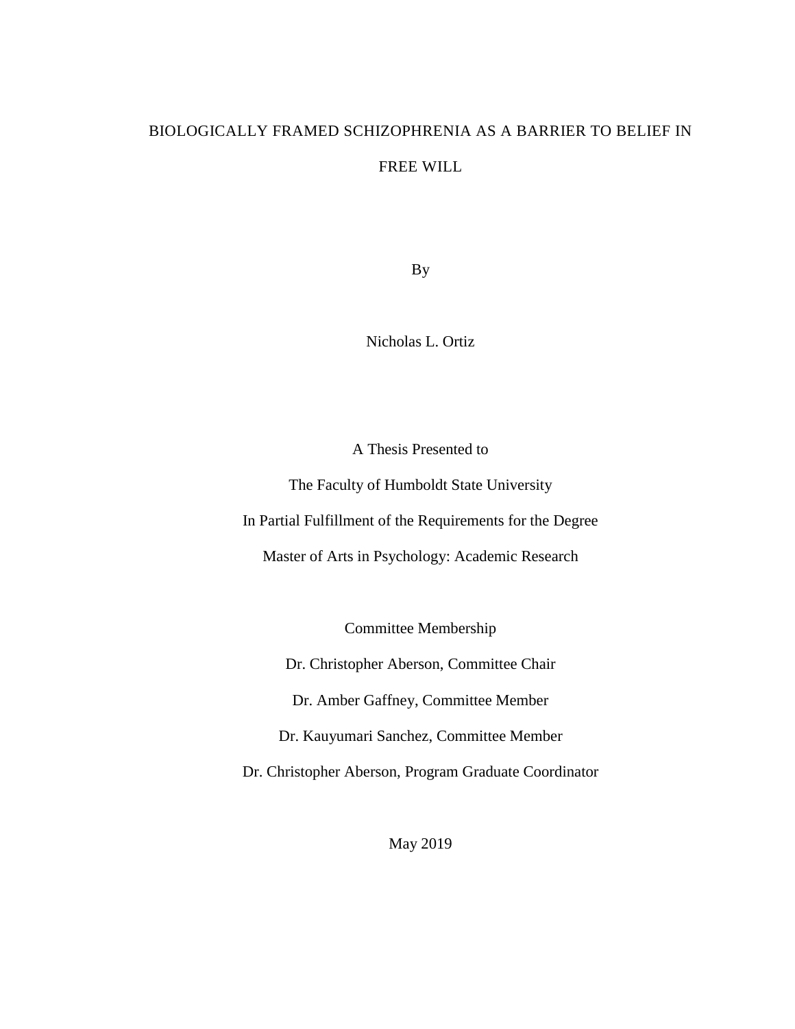# BIOLOGICALLY FRAMED SCHIZOPHRENIA AS A BARRIER TO BELIEF IN FREE WILL

By

Nicholas L. Ortiz

A Thesis Presented to

The Faculty of Humboldt State University

In Partial Fulfillment of the Requirements for the Degree

Master of Arts in Psychology: Academic Research

Committee Membership

Dr. Christopher Aberson, Committee Chair

Dr. Amber Gaffney, Committee Member

Dr. Kauyumari Sanchez, Committee Member

Dr. Christopher Aberson, Program Graduate Coordinator

May 2019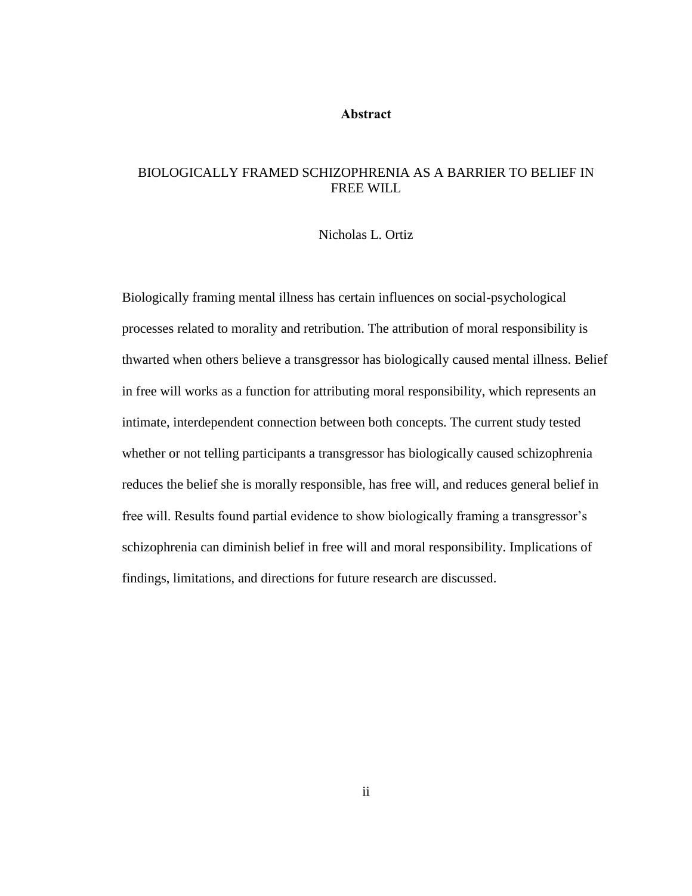# Abstract

## BIOLOGICALLY FRAMED SCHIZOPHRENIA AS A BARRIER TO BELIEF IN FREE WILL

Nicholas L. Ortiz

Biologically framing mental illness has certain influences on social-psychological processes related to morality and retribution. The attribution of moral responsibility is thwarted when others believe a transgressor has biologically caused mental illness. Belief in free will works as a function for attributing moral responsibility, which represents an intimate, interdependent connection between both concepts. The current study tested whether or not telling participants a transgressor has biologically caused schizophrenia reduces the belief she is morally responsible, has free will, and reduces general belief in free will. Results found partial evidence to show biologically framing a transgressor's schizophrenia can diminish belief in free will and moral responsibility. Implications of findings, limitations, and directions for future research are discussed.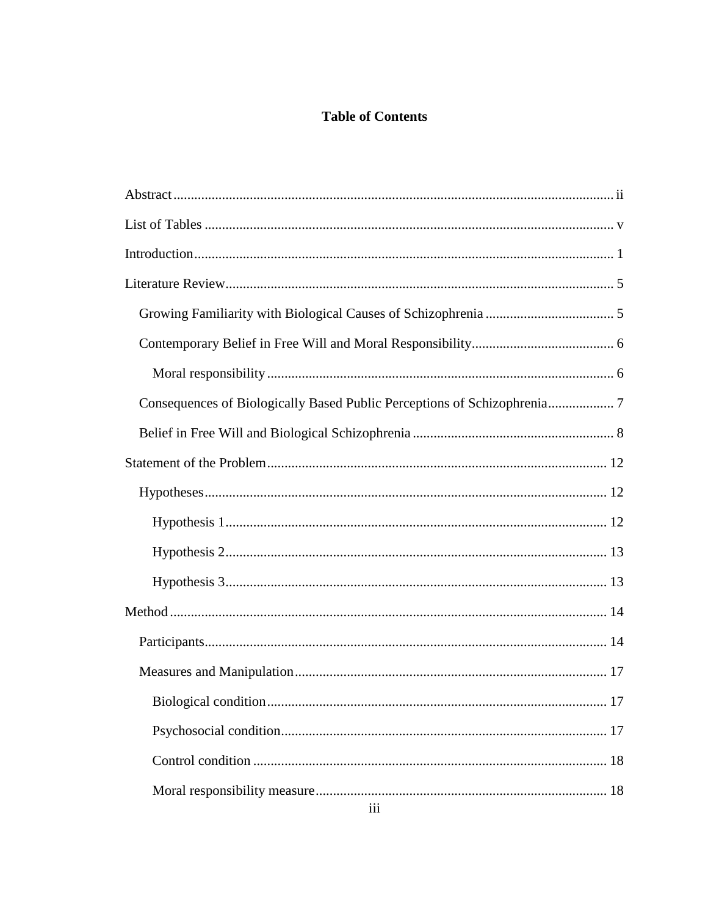# Table of Contents

Abstract ..... ii

List of Tables ..... v

Introduction ..... 1

Literature Review ..... 5

- Growing Familiarity with Biological Causes of Schizophrenia ..... 5
- Contemporary Belief in Free Will and Moral Responsibility ..... 6
  - Moral responsibility ..... 6
- Consequences of Biologically Based Public Perceptions of Schizophrenia ..... 7
- Belief in Free Will and Biological Schizophrenia ..... 8

Statement of the Problem ..... 12

- Hypotheses ..... 12
  - Hypothesis 1 ..... 12
  - Hypothesis 2 ..... 13
  - Hypothesis 3 ..... 13

Method ..... 14

- Participants ..... 14
- Measures and Manipulation ..... 17
  - Biological condition ..... 17
  - Psychosocial condition ..... 17
  - Control condition ..... 18
  - Moral responsibility measure ..... 18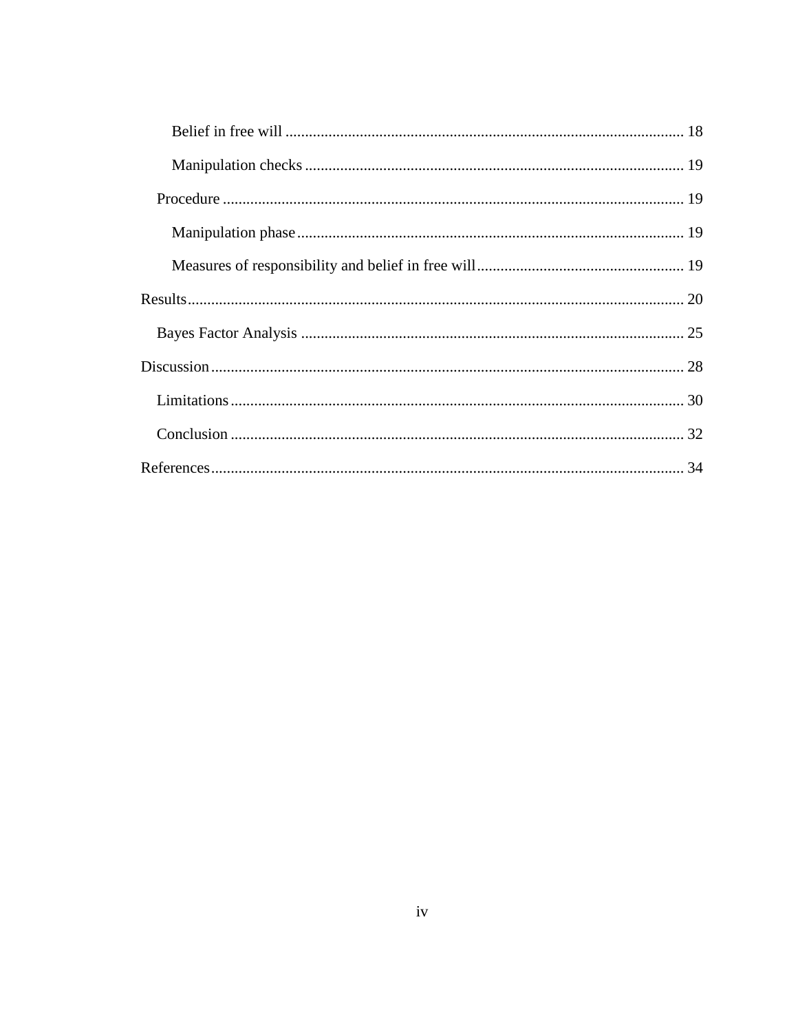Belief in free will ..................................................................................................... 18

Manipulation checks ................................................................................................. 19

Procedure ..................................................................................................................... 19

Manipulation phase .................................................................................................. 19

Measures of responsibility and belief in free will ..................................................... 19

Results ............................................................................................................................ 20

Bayes Factor Analysis .................................................................................................. 25

Discussion ....................................................................................................................... 28

Limitations .................................................................................................................... 30

Conclusion .................................................................................................................... 32

References ....................................................................................................................... 34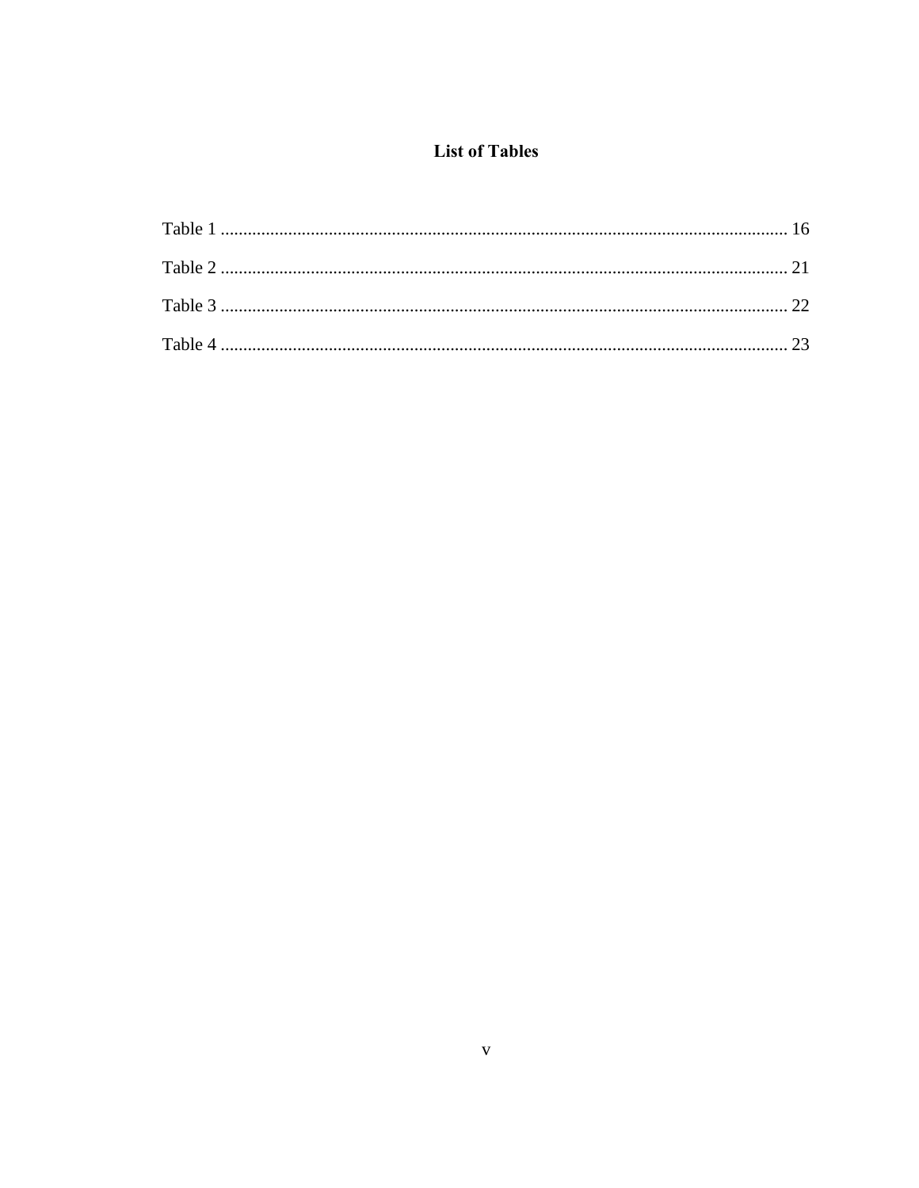# List of Tables

Table 1 ........................................................................................................................ 16

Table 2 ........................................................................................................................ 21

Table 3 ........................................................................................................................ 22

Table 4 ........................................................................................................................ 23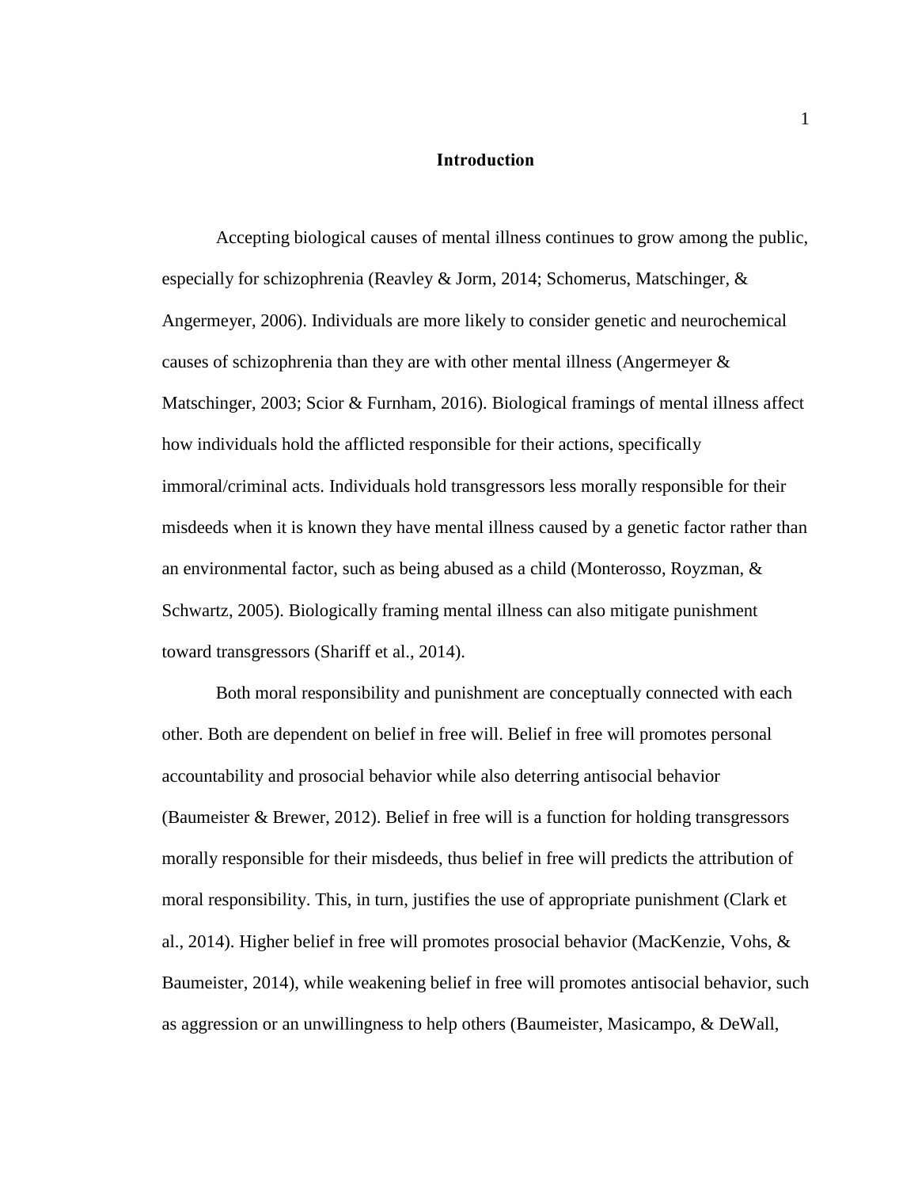# Introduction

Accepting biological causes of mental illness continues to grow among the public, especially for schizophrenia (Reavley & Jorm, 2014; Schomerus, Matschinger, & Angermeyer, 2006). Individuals are more likely to consider genetic and neurochemical causes of schizophrenia than they are with other mental illness (Angermeyer & Matschinger, 2003; Scior & Furnham, 2016). Biological framings of mental illness affect how individuals hold the afflicted responsible for their actions, specifically immoral/criminal acts. Individuals hold transgressors less morally responsible for their misdeeds when it is known they have mental illness caused by a genetic factor rather than an environmental factor, such as being abused as a child (Monterosso, Royzman, & Schwartz, 2005). Biologically framing mental illness can also mitigate punishment toward transgressors (Shariff et al., 2014).

Both moral responsibility and punishment are conceptually connected with each other. Both are dependent on belief in free will. Belief in free will promotes personal accountability and prosocial behavior while also deterring antisocial behavior (Baumeister & Brewer, 2012). Belief in free will is a function for holding transgressors morally responsible for their misdeeds, thus belief in free will predicts the attribution of moral responsibility. This, in turn, justifies the use of appropriate punishment (Clark et al., 2014). Higher belief in free will promotes prosocial behavior (MacKenzie, Vohs, & Baumeister, 2014), while weakening belief in free will promotes antisocial behavior, such as aggression or an unwillingness to help others (Baumeister, Masicampo, & DeWall,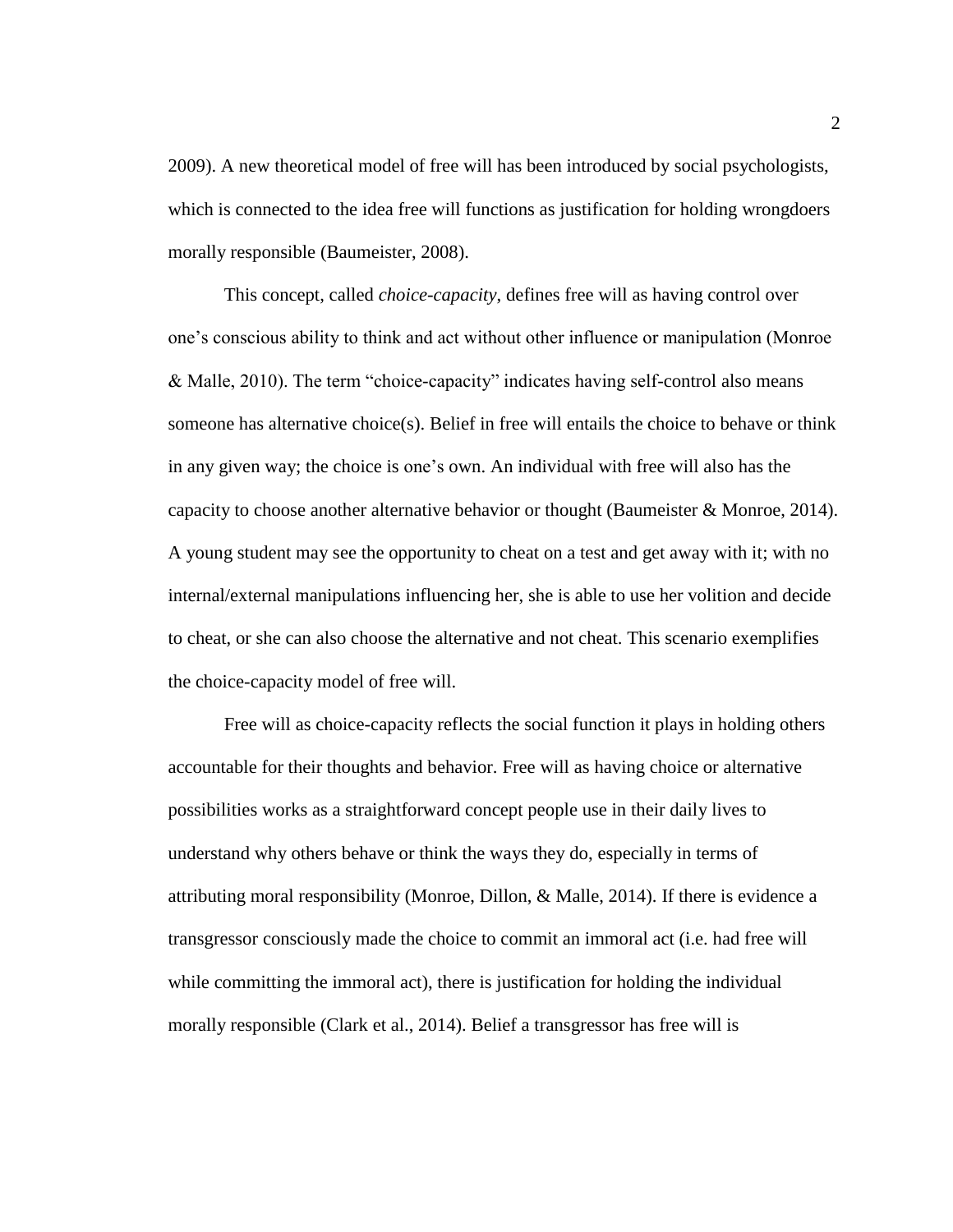2009). A new theoretical model of free will has been introduced by social psychologists, which is connected to the idea free will functions as justification for holding wrongdoers morally responsible (Baumeister, 2008).

This concept, called *choice-capacity*, defines free will as having control over one's conscious ability to think and act without other influence or manipulation (Monroe & Malle, 2010). The term "choice-capacity" indicates having self-control also means someone has alternative choice(s). Belief in free will entails the choice to behave or think in any given way; the choice is one's own. An individual with free will also has the capacity to choose another alternative behavior or thought (Baumeister & Monroe, 2014). A young student may see the opportunity to cheat on a test and get away with it; with no internal/external manipulations influencing her, she is able to use her volition and decide to cheat, or she can also choose the alternative and not cheat. This scenario exemplifies the choice-capacity model of free will.

Free will as choice-capacity reflects the social function it plays in holding others accountable for their thoughts and behavior. Free will as having choice or alternative possibilities works as a straightforward concept people use in their daily lives to understand why others behave or think the ways they do, especially in terms of attributing moral responsibility (Monroe, Dillon, & Malle, 2014). If there is evidence a transgressor consciously made the choice to commit an immoral act (i.e. had free will while committing the immoral act), there is justification for holding the individual morally responsible (Clark et al., 2014). Belief a transgressor has free will is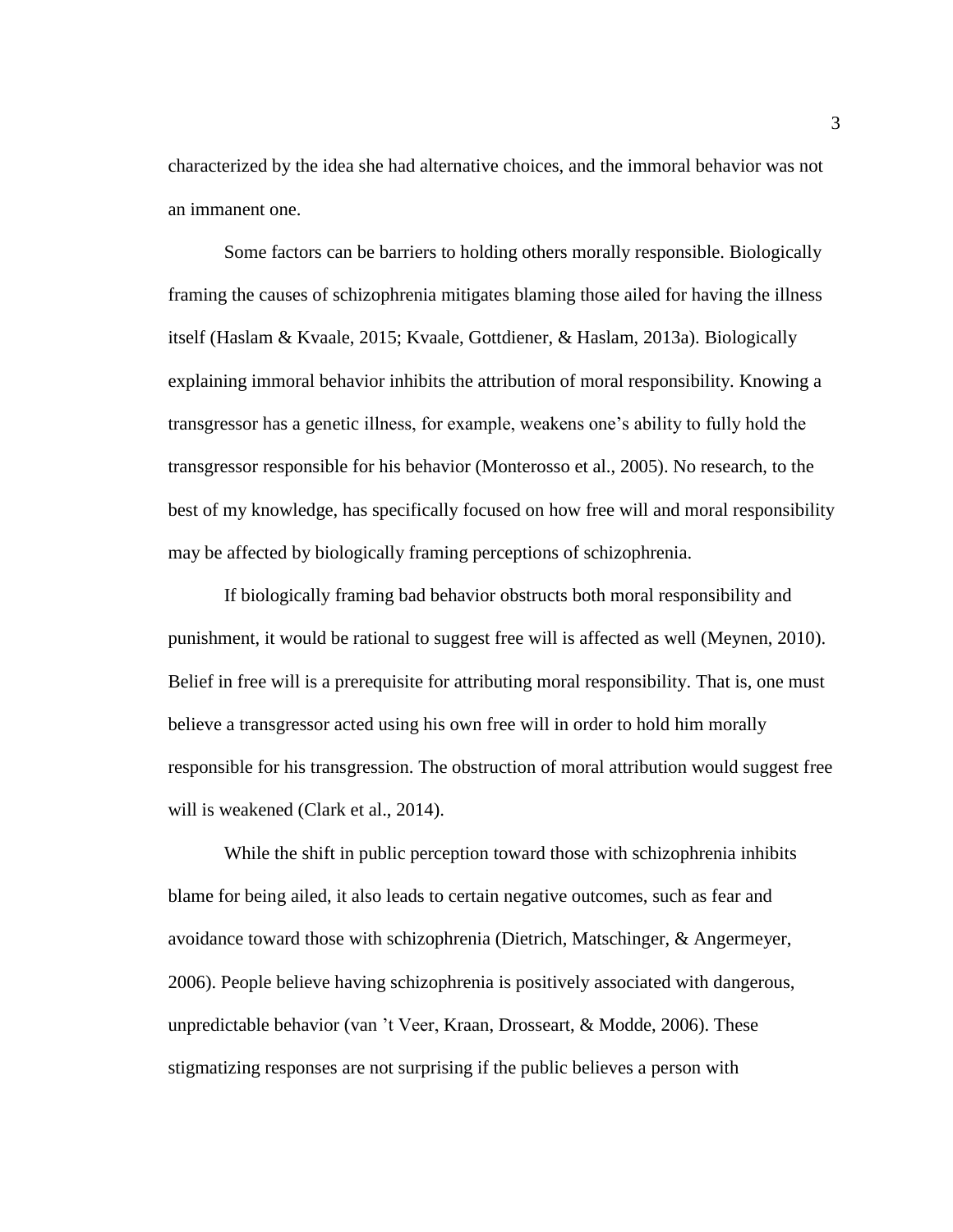characterized by the idea she had alternative choices, and the immoral behavior was not an immanent one.

Some factors can be barriers to holding others morally responsible. Biologically framing the causes of schizophrenia mitigates blaming those ailed for having the illness itself (Haslam & Kvaale, 2015; Kvaale, Gottdiener, & Haslam, 2013a). Biologically explaining immoral behavior inhibits the attribution of moral responsibility. Knowing a transgressor has a genetic illness, for example, weakens one's ability to fully hold the transgressor responsible for his behavior (Monterosso et al., 2005). No research, to the best of my knowledge, has specifically focused on how free will and moral responsibility may be affected by biologically framing perceptions of schizophrenia.

If biologically framing bad behavior obstructs both moral responsibility and punishment, it would be rational to suggest free will is affected as well (Meynen, 2010). Belief in free will is a prerequisite for attributing moral responsibility. That is, one must believe a transgressor acted using his own free will in order to hold him morally responsible for his transgression. The obstruction of moral attribution would suggest free will is weakened (Clark et al., 2014).

While the shift in public perception toward those with schizophrenia inhibits blame for being ailed, it also leads to certain negative outcomes, such as fear and avoidance toward those with schizophrenia (Dietrich, Matschinger, & Angermeyer, 2006). People believe having schizophrenia is positively associated with dangerous, unpredictable behavior (van 't Veer, Kraan, Drosseart, & Modde, 2006). These stigmatizing responses are not surprising if the public believes a person with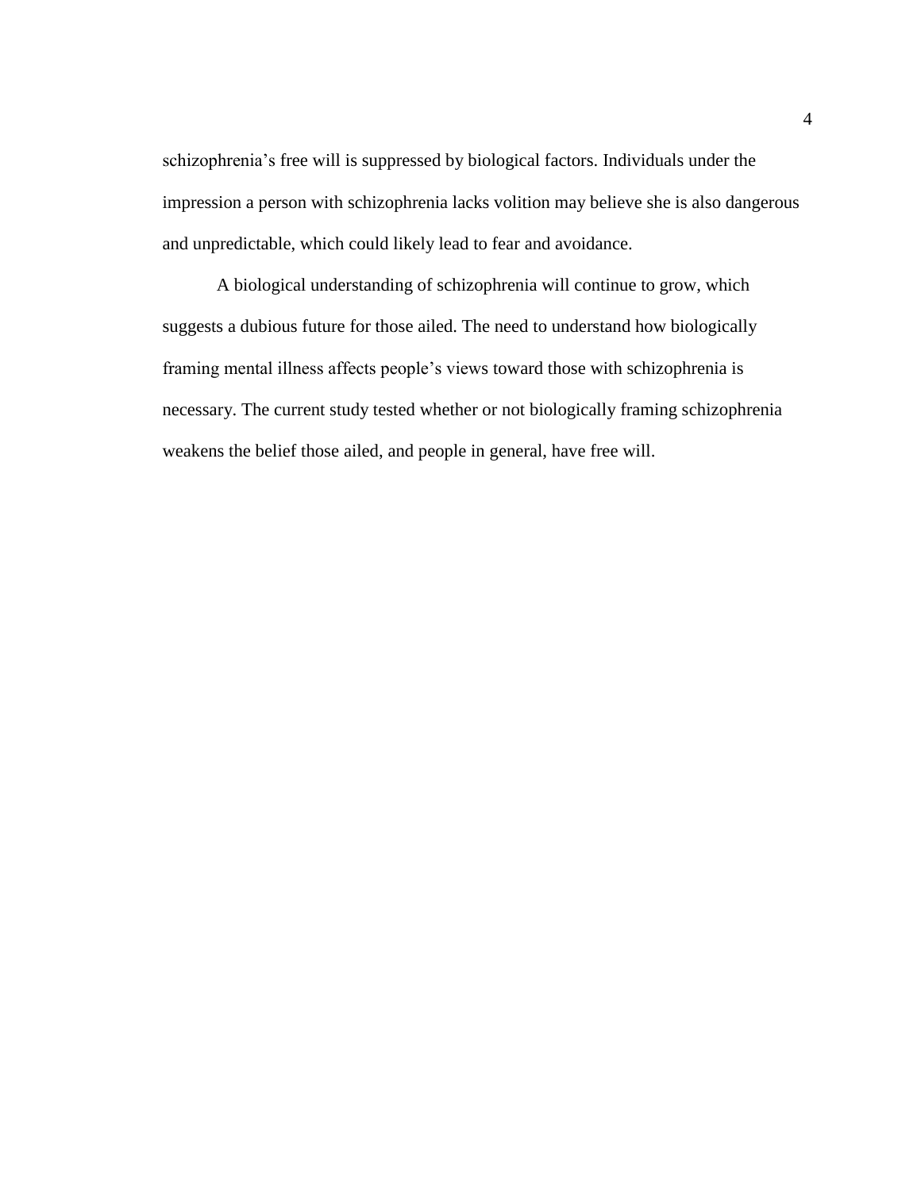schizophrenia's free will is suppressed by biological factors. Individuals under the impression a person with schizophrenia lacks volition may believe she is also dangerous and unpredictable, which could likely lead to fear and avoidance.

A biological understanding of schizophrenia will continue to grow, which suggests a dubious future for those ailed. The need to understand how biologically framing mental illness affects people's views toward those with schizophrenia is necessary. The current study tested whether or not biologically framing schizophrenia weakens the belief those ailed, and people in general, have free will.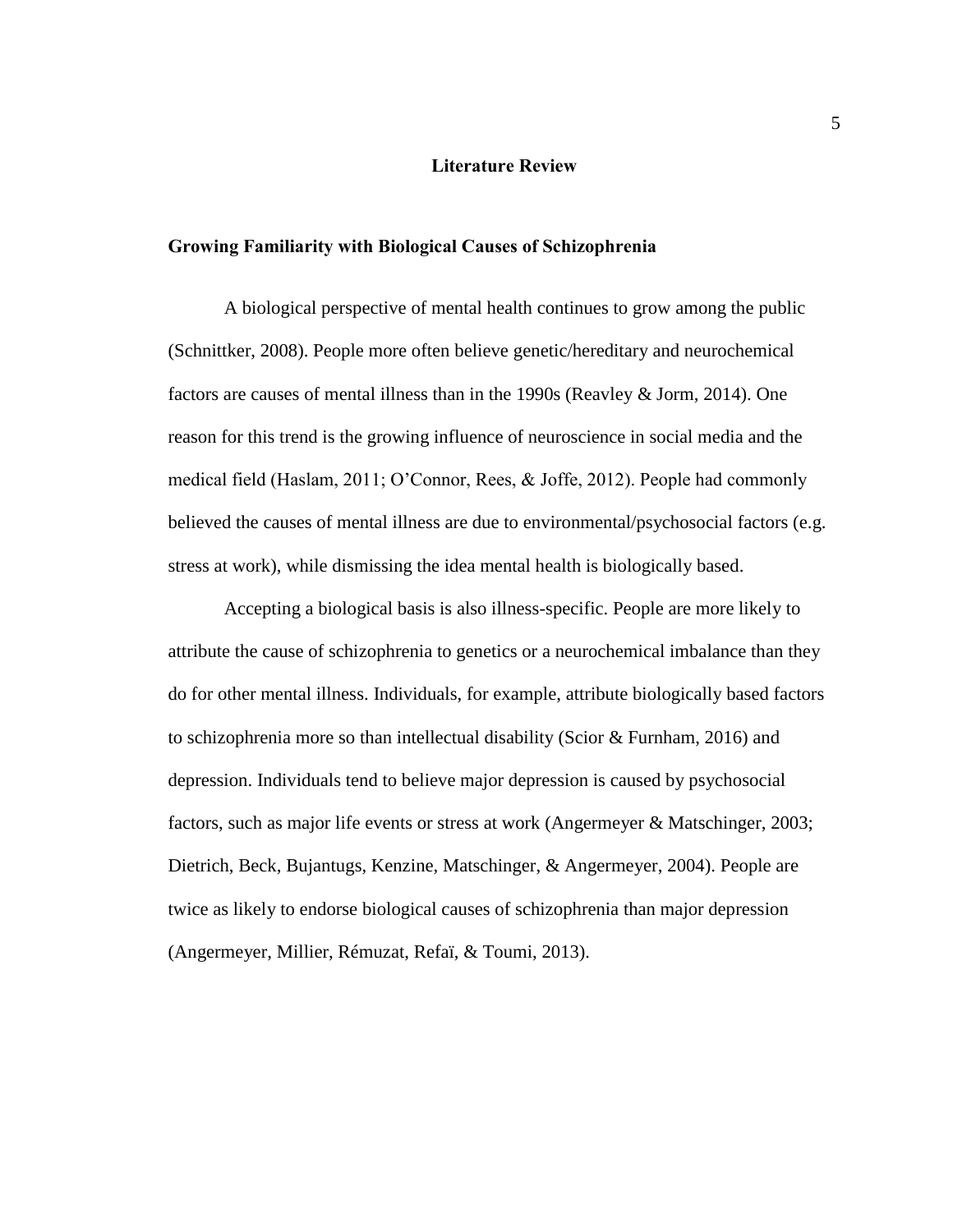# Literature Review

## Growing Familiarity with Biological Causes of Schizophrenia

A biological perspective of mental health continues to grow among the public (Schnittker, 2008). People more often believe genetic/hereditary and neurochemical factors are causes of mental illness than in the 1990s (Reavley & Jorm, 2014). One reason for this trend is the growing influence of neuroscience in social media and the medical field (Haslam, 2011; O'Connor, Rees, & Joffe, 2012). People had commonly believed the causes of mental illness are due to environmental/psychosocial factors (e.g. stress at work), while dismissing the idea mental health is biologically based.

Accepting a biological basis is also illness-specific. People are more likely to attribute the cause of schizophrenia to genetics or a neurochemical imbalance than they do for other mental illness. Individuals, for example, attribute biologically based factors to schizophrenia more so than intellectual disability (Scior & Furnham, 2016) and depression. Individuals tend to believe major depression is caused by psychosocial factors, such as major life events or stress at work (Angermeyer & Matschinger, 2003; Dietrich, Beck, Bujantugs, Kenzine, Matschinger, & Angermeyer, 2004). People are twice as likely to endorse biological causes of schizophrenia than major depression (Angermeyer, Millier, Rémuzat, Refaï, & Toumi, 2013).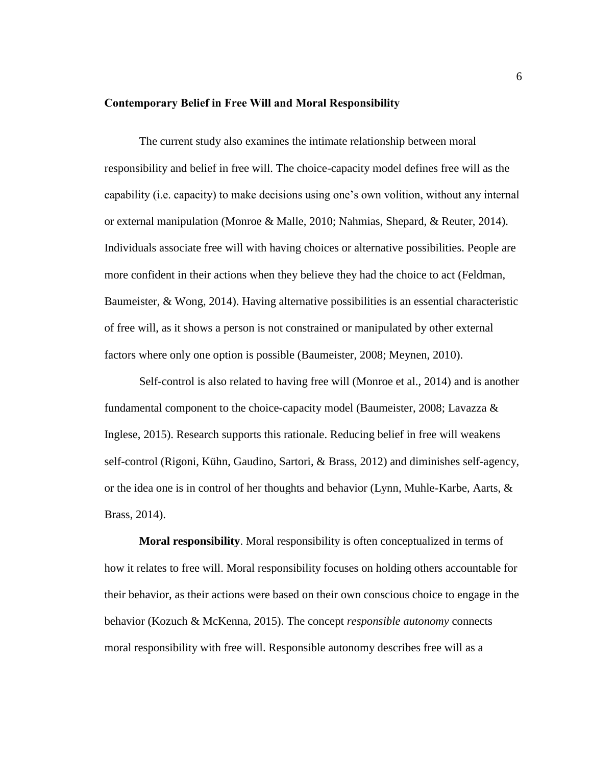## Contemporary Belief in Free Will and Moral Responsibility

The current study also examines the intimate relationship between moral responsibility and belief in free will. The choice-capacity model defines free will as the capability (i.e. capacity) to make decisions using one's own volition, without any internal or external manipulation (Monroe & Malle, 2010; Nahmias, Shepard, & Reuter, 2014). Individuals associate free will with having choices or alternative possibilities. People are more confident in their actions when they believe they had the choice to act (Feldman, Baumeister, & Wong, 2014). Having alternative possibilities is an essential characteristic of free will, as it shows a person is not constrained or manipulated by other external factors where only one option is possible (Baumeister, 2008; Meynen, 2010).

Self-control is also related to having free will (Monroe et al., 2014) and is another fundamental component to the choice-capacity model (Baumeister, 2008; Lavazza & Inglese, 2015). Research supports this rationale. Reducing belief in free will weakens self-control (Rigoni, Kühn, Gaudino, Sartori, & Brass, 2012) and diminishes self-agency, or the idea one is in control of her thoughts and behavior (Lynn, Muhle-Karbe, Aarts, & Brass, 2014).

**Moral responsibility**. Moral responsibility is often conceptualized in terms of how it relates to free will. Moral responsibility focuses on holding others accountable for their behavior, as their actions were based on their own conscious choice to engage in the behavior (Kozuch & McKenna, 2015). The concept *responsible autonomy* connects moral responsibility with free will. Responsible autonomy describes free will as a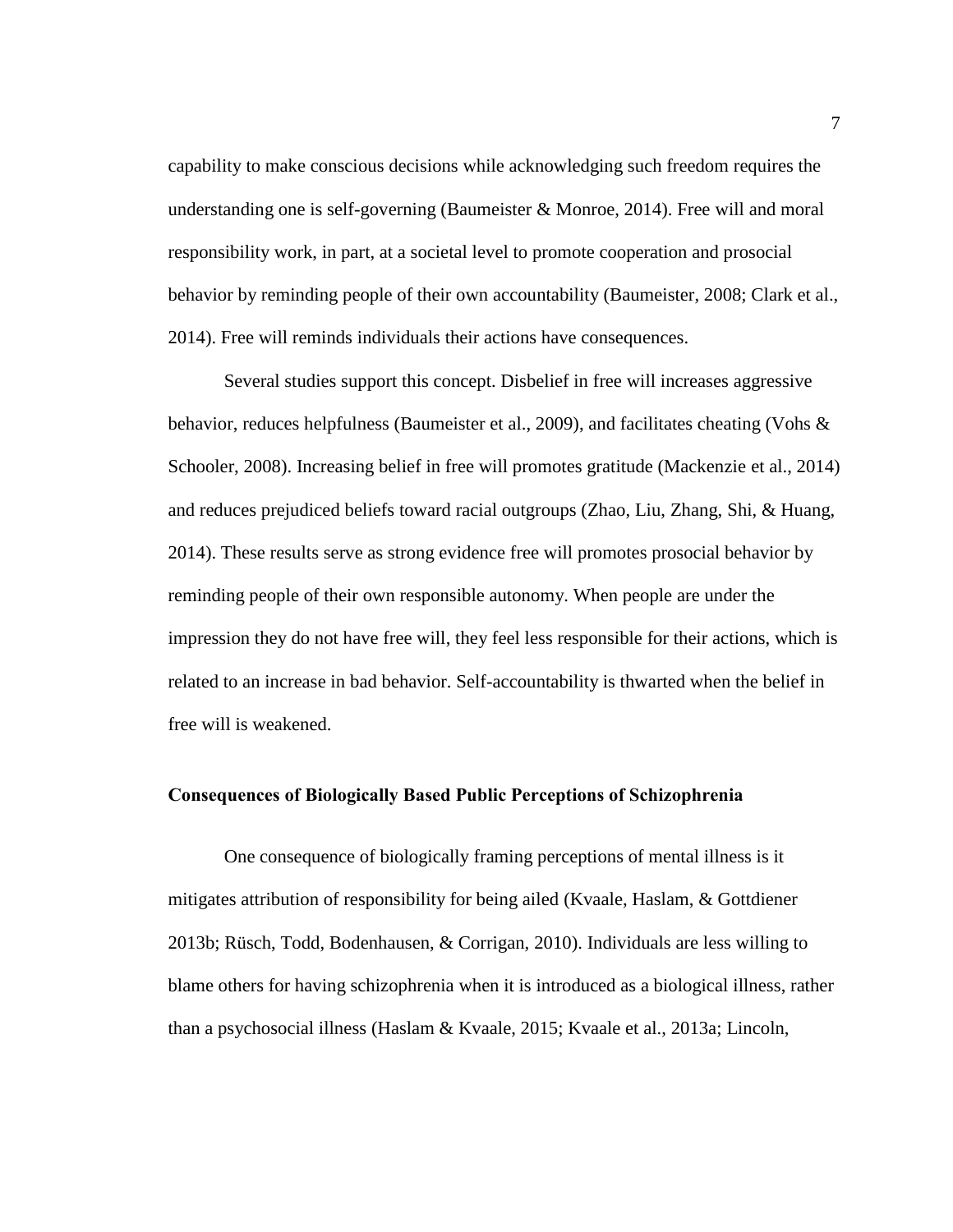capability to make conscious decisions while acknowledging such freedom requires the understanding one is self-governing (Baumeister & Monroe, 2014). Free will and moral responsibility work, in part, at a societal level to promote cooperation and prosocial behavior by reminding people of their own accountability (Baumeister, 2008; Clark et al., 2014). Free will reminds individuals their actions have consequences.

Several studies support this concept. Disbelief in free will increases aggressive behavior, reduces helpfulness (Baumeister et al., 2009), and facilitates cheating (Vohs & Schooler, 2008). Increasing belief in free will promotes gratitude (Mackenzie et al., 2014) and reduces prejudiced beliefs toward racial outgroups (Zhao, Liu, Zhang, Shi, & Huang, 2014). These results serve as strong evidence free will promotes prosocial behavior by reminding people of their own responsible autonomy. When people are under the impression they do not have free will, they feel less responsible for their actions, which is related to an increase in bad behavior. Self-accountability is thwarted when the belief in free will is weakened.

### Consequences of Biologically Based Public Perceptions of Schizophrenia

One consequence of biologically framing perceptions of mental illness is it mitigates attribution of responsibility for being ailed (Kvaale, Haslam, & Gottdiener 2013b; Rüsch, Todd, Bodenhausen, & Corrigan, 2010). Individuals are less willing to blame others for having schizophrenia when it is introduced as a biological illness, rather than a psychosocial illness (Haslam & Kvaale, 2015; Kvaale et al., 2013a; Lincoln,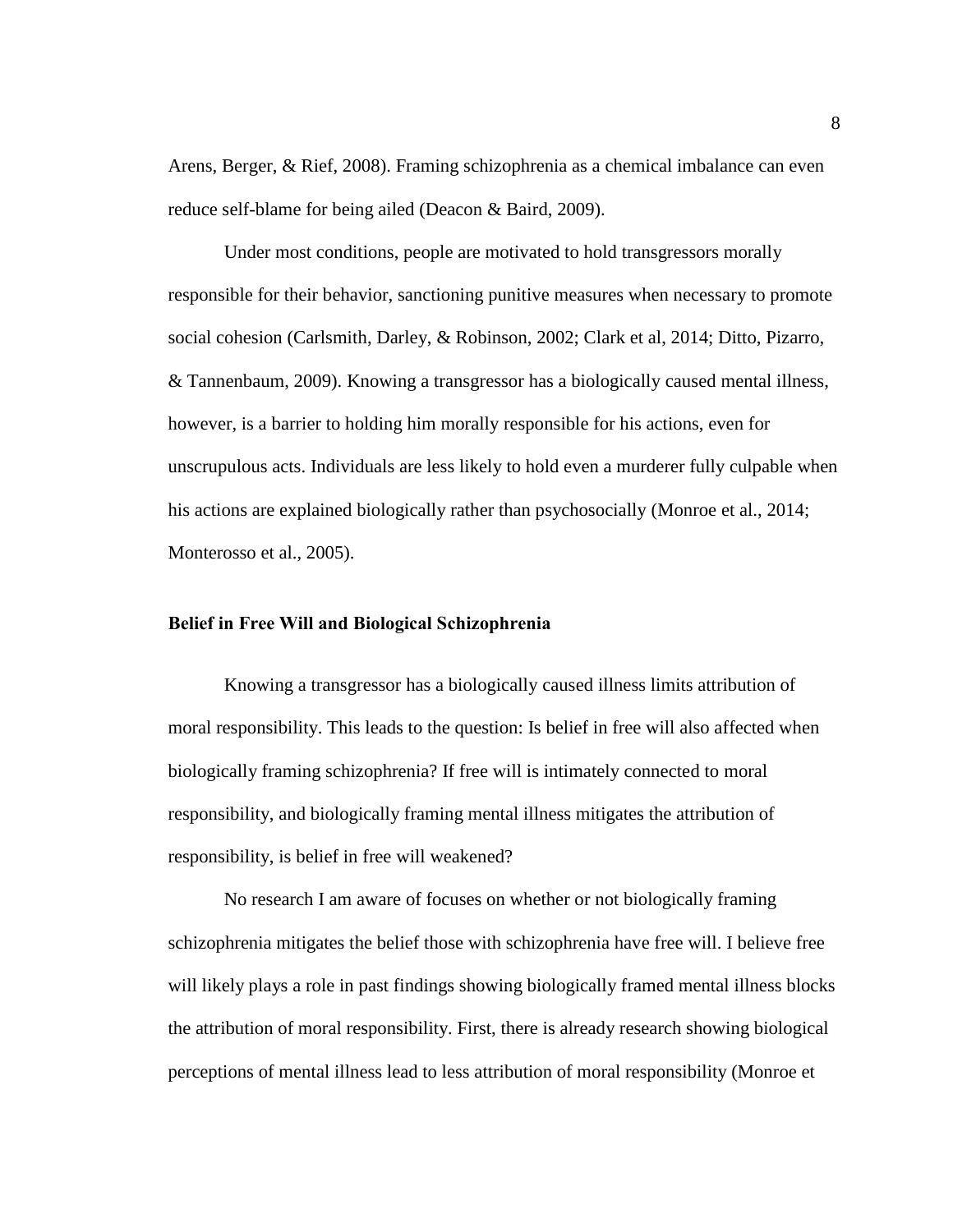Arens, Berger, & Rief, 2008). Framing schizophrenia as a chemical imbalance can even reduce self-blame for being ailed (Deacon & Baird, 2009).

Under most conditions, people are motivated to hold transgressors morally responsible for their behavior, sanctioning punitive measures when necessary to promote social cohesion (Carlsmith, Darley, & Robinson, 2002; Clark et al, 2014; Ditto, Pizarro, & Tannenbaum, 2009). Knowing a transgressor has a biologically caused mental illness, however, is a barrier to holding him morally responsible for his actions, even for unscrupulous acts. Individuals are less likely to hold even a murderer fully culpable when his actions are explained biologically rather than psychosocially (Monroe et al., 2014; Monterosso et al., 2005).

## Belief in Free Will and Biological Schizophrenia

Knowing a transgressor has a biologically caused illness limits attribution of moral responsibility. This leads to the question: Is belief in free will also affected when biologically framing schizophrenia? If free will is intimately connected to moral responsibility, and biologically framing mental illness mitigates the attribution of responsibility, is belief in free will weakened?

No research I am aware of focuses on whether or not biologically framing schizophrenia mitigates the belief those with schizophrenia have free will. I believe free will likely plays a role in past findings showing biologically framed mental illness blocks the attribution of moral responsibility. First, there is already research showing biological perceptions of mental illness lead to less attribution of moral responsibility (Monroe et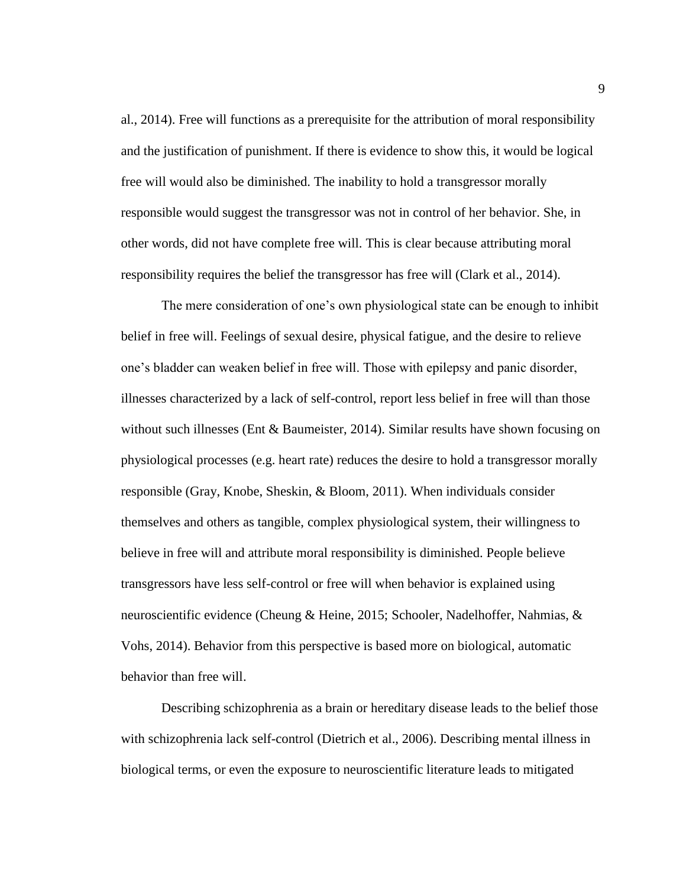al., 2014). Free will functions as a prerequisite for the attribution of moral responsibility and the justification of punishment. If there is evidence to show this, it would be logical free will would also be diminished. The inability to hold a transgressor morally responsible would suggest the transgressor was not in control of her behavior. She, in other words, did not have complete free will. This is clear because attributing moral responsibility requires the belief the transgressor has free will (Clark et al., 2014).

The mere consideration of one's own physiological state can be enough to inhibit belief in free will. Feelings of sexual desire, physical fatigue, and the desire to relieve one's bladder can weaken belief in free will. Those with epilepsy and panic disorder, illnesses characterized by a lack of self-control, report less belief in free will than those without such illnesses (Ent & Baumeister, 2014). Similar results have shown focusing on physiological processes (e.g. heart rate) reduces the desire to hold a transgressor morally responsible (Gray, Knobe, Sheskin, & Bloom, 2011). When individuals consider themselves and others as tangible, complex physiological system, their willingness to believe in free will and attribute moral responsibility is diminished. People believe transgressors have less self-control or free will when behavior is explained using neuroscientific evidence (Cheung & Heine, 2015; Schooler, Nadelhoffer, Nahmias, & Vohs, 2014). Behavior from this perspective is based more on biological, automatic behavior than free will.

Describing schizophrenia as a brain or hereditary disease leads to the belief those with schizophrenia lack self-control (Dietrich et al., 2006). Describing mental illness in biological terms, or even the exposure to neuroscientific literature leads to mitigated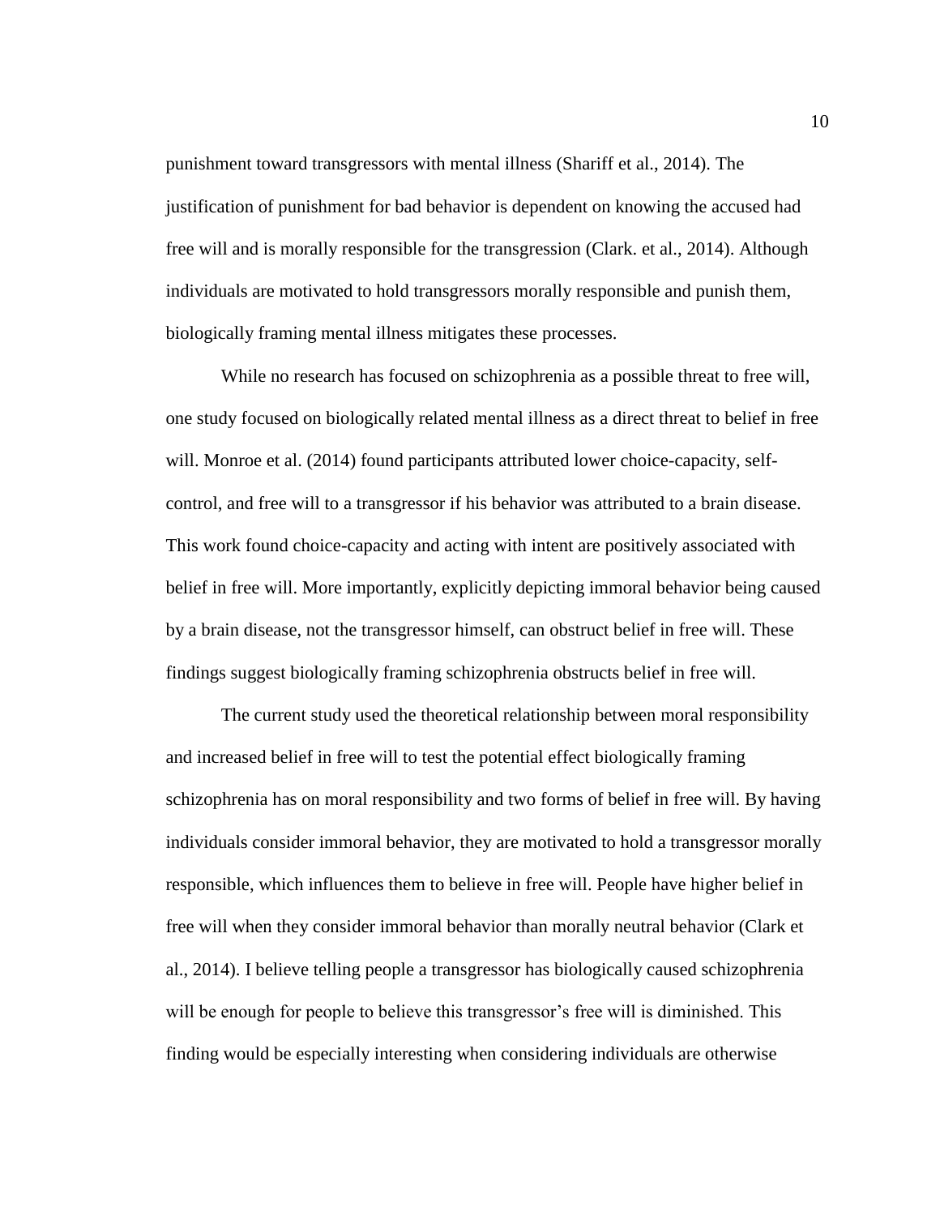punishment toward transgressors with mental illness (Shariff et al., 2014). The justification of punishment for bad behavior is dependent on knowing the accused had free will and is morally responsible for the transgression (Clark. et al., 2014). Although individuals are motivated to hold transgressors morally responsible and punish them, biologically framing mental illness mitigates these processes.

While no research has focused on schizophrenia as a possible threat to free will, one study focused on biologically related mental illness as a direct threat to belief in free will. Monroe et al. (2014) found participants attributed lower choice-capacity, self-control, and free will to a transgressor if his behavior was attributed to a brain disease. This work found choice-capacity and acting with intent are positively associated with belief in free will. More importantly, explicitly depicting immoral behavior being caused by a brain disease, not the transgressor himself, can obstruct belief in free will. These findings suggest biologically framing schizophrenia obstructs belief in free will.

The current study used the theoretical relationship between moral responsibility and increased belief in free will to test the potential effect biologically framing schizophrenia has on moral responsibility and two forms of belief in free will. By having individuals consider immoral behavior, they are motivated to hold a transgressor morally responsible, which influences them to believe in free will. People have higher belief in free will when they consider immoral behavior than morally neutral behavior (Clark et al., 2014). I believe telling people a transgressor has biologically caused schizophrenia will be enough for people to believe this transgressor's free will is diminished. This finding would be especially interesting when considering individuals are otherwise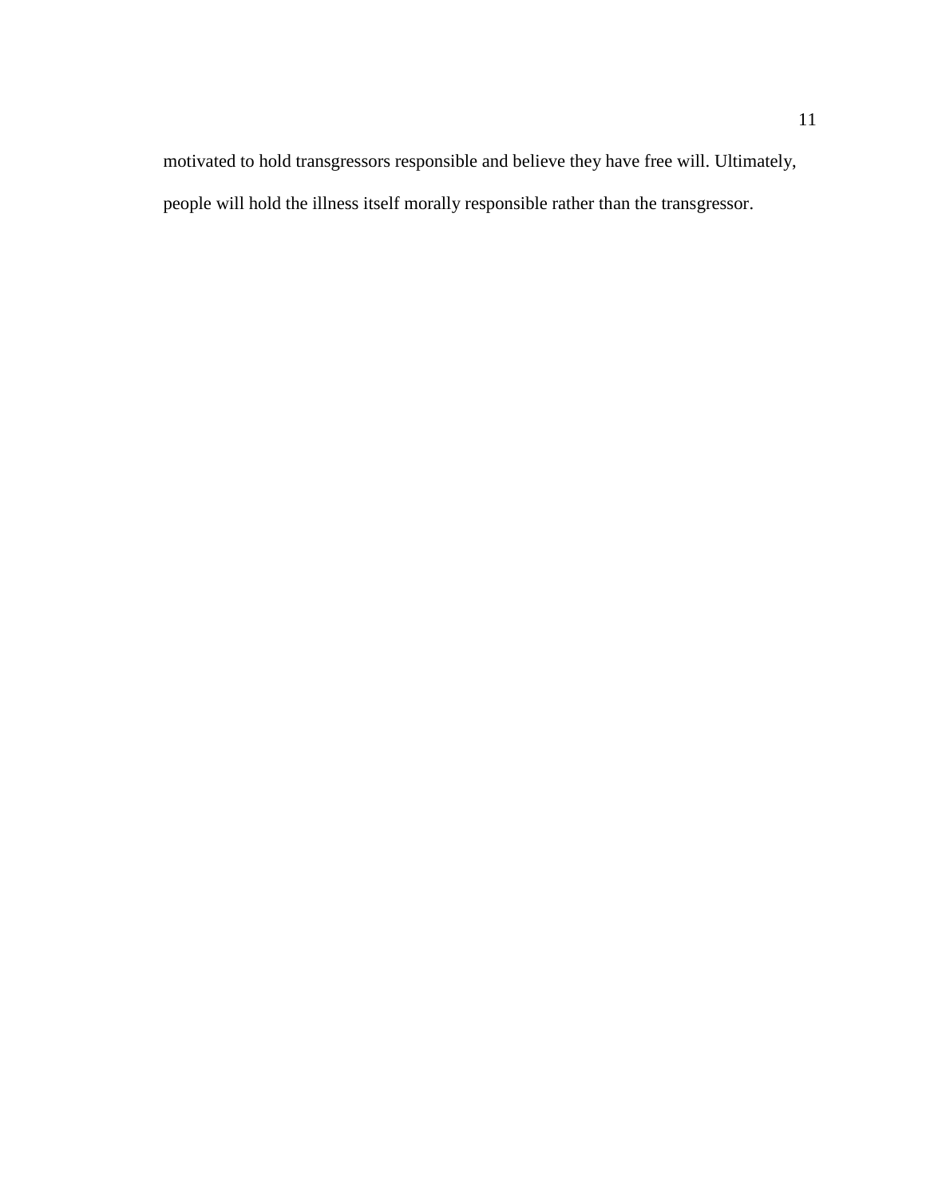motivated to hold transgressors responsible and believe they have free will. Ultimately, people will hold the illness itself morally responsible rather than the transgressor.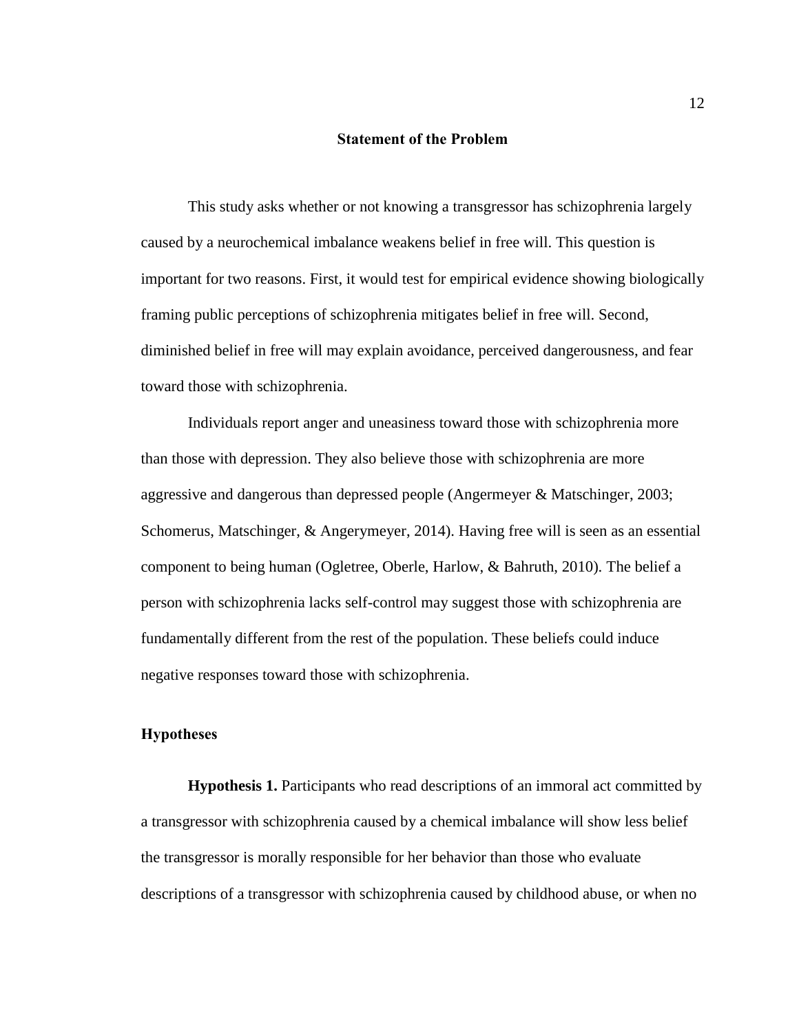## Statement of the Problem

This study asks whether or not knowing a transgressor has schizophrenia largely caused by a neurochemical imbalance weakens belief in free will. This question is important for two reasons. First, it would test for empirical evidence showing biologically framing public perceptions of schizophrenia mitigates belief in free will. Second, diminished belief in free will may explain avoidance, perceived dangerousness, and fear toward those with schizophrenia.

Individuals report anger and uneasiness toward those with schizophrenia more than those with depression. They also believe those with schizophrenia are more aggressive and dangerous than depressed people (Angermeyer & Matschinger, 2003; Schomerus, Matschinger, & Angerymeyer, 2014). Having free will is seen as an essential component to being human (Ogletree, Oberle, Harlow, & Bahruth, 2010). The belief a person with schizophrenia lacks self-control may suggest those with schizophrenia are fundamentally different from the rest of the population. These beliefs could induce negative responses toward those with schizophrenia.

### Hypotheses

**Hypothesis 1.** Participants who read descriptions of an immoral act committed by a transgressor with schizophrenia caused by a chemical imbalance will show less belief the transgressor is morally responsible for her behavior than those who evaluate descriptions of a transgressor with schizophrenia caused by childhood abuse, or when no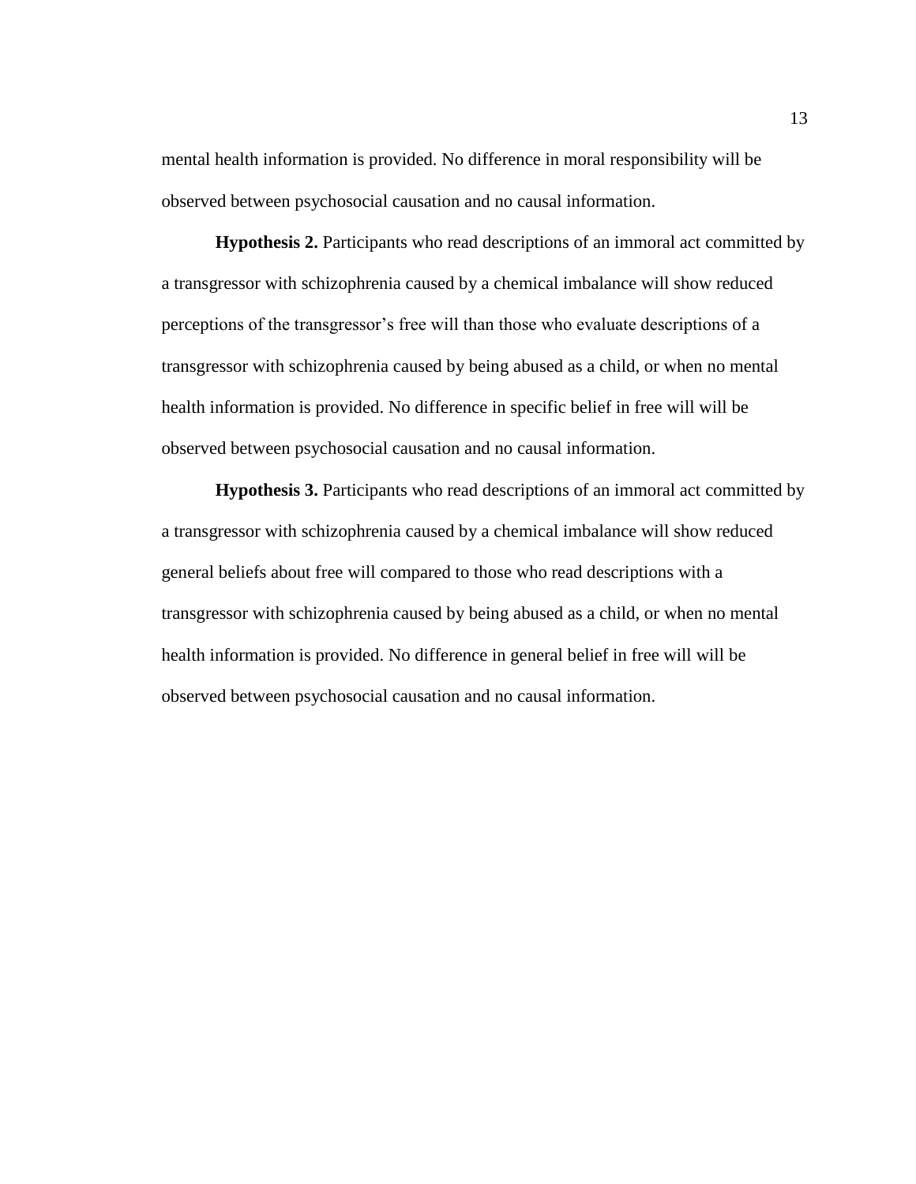mental health information is provided. No difference in moral responsibility will be observed between psychosocial causation and no causal information.

**Hypothesis 2.** Participants who read descriptions of an immoral act committed by a transgressor with schizophrenia caused by a chemical imbalance will show reduced perceptions of the transgressor's free will than those who evaluate descriptions of a transgressor with schizophrenia caused by being abused as a child, or when no mental health information is provided. No difference in specific belief in free will will be observed between psychosocial causation and no causal information.

**Hypothesis 3.** Participants who read descriptions of an immoral act committed by a transgressor with schizophrenia caused by a chemical imbalance will show reduced general beliefs about free will compared to those who read descriptions with a transgressor with schizophrenia caused by being abused as a child, or when no mental health information is provided. No difference in general belief in free will will be observed between psychosocial causation and no causal information.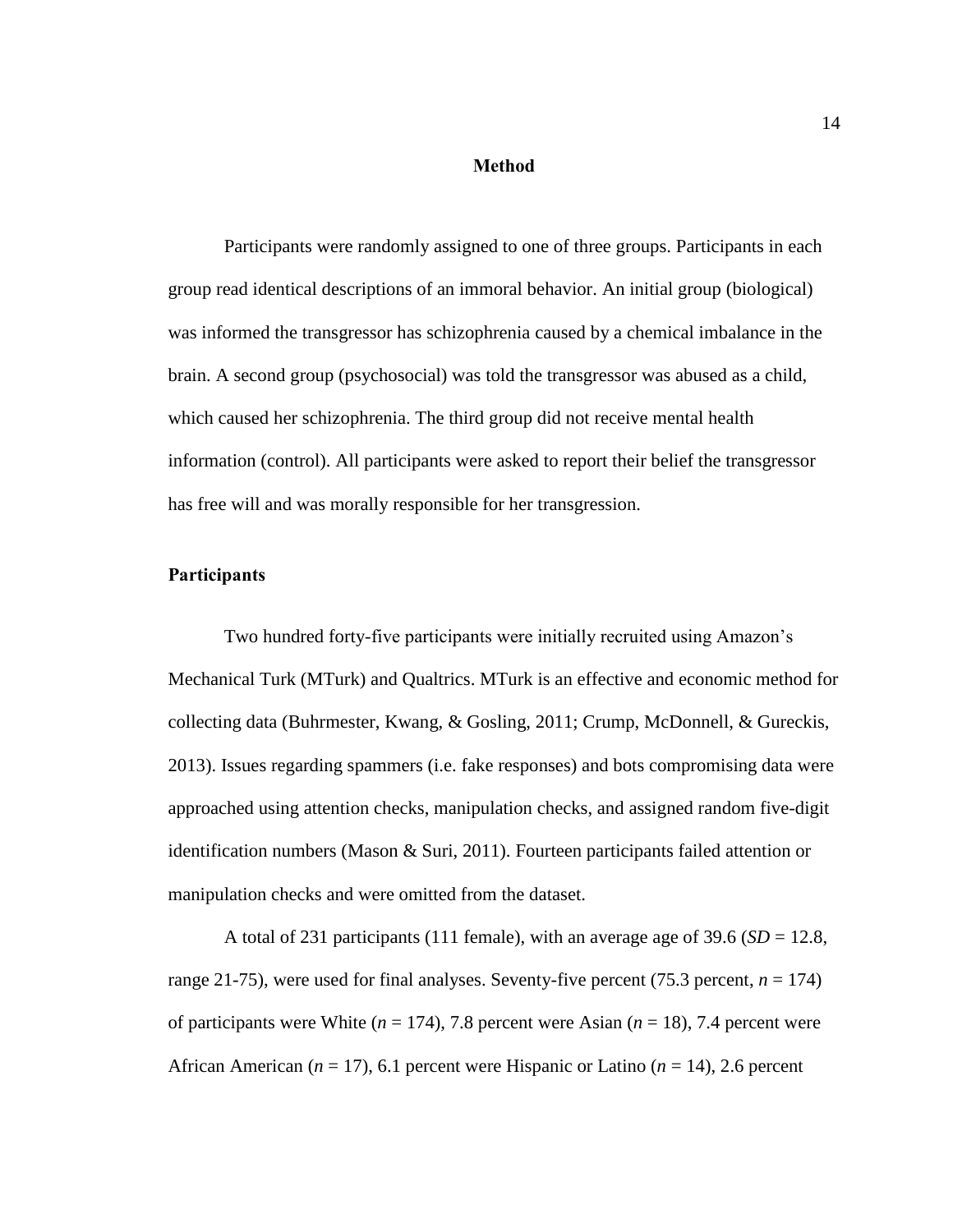# Method

Participants were randomly assigned to one of three groups. Participants in each group read identical descriptions of an immoral behavior. An initial group (biological) was informed the transgressor has schizophrenia caused by a chemical imbalance in the brain. A second group (psychosocial) was told the transgressor was abused as a child, which caused her schizophrenia. The third group did not receive mental health information (control). All participants were asked to report their belief the transgressor has free will and was morally responsible for her transgression.

## Participants

Two hundred forty-five participants were initially recruited using Amazon's Mechanical Turk (MTurk) and Qualtrics. MTurk is an effective and economic method for collecting data (Buhrmester, Kwang, & Gosling, 2011; Crump, McDonnell, & Gureckis, 2013). Issues regarding spammers (i.e. fake responses) and bots compromising data were approached using attention checks, manipulation checks, and assigned random five-digit identification numbers (Mason & Suri, 2011). Fourteen participants failed attention or manipulation checks and were omitted from the dataset.

A total of 231 participants (111 female), with an average age of 39.6 (*SD* = 12.8, range 21-75), were used for final analyses. Seventy-five percent (75.3 percent, *n* = 174) of participants were White (*n* = 174), 7.8 percent were Asian (*n* = 18), 7.4 percent were African American (*n* = 17), 6.1 percent were Hispanic or Latino (*n* = 14), 2.6 percent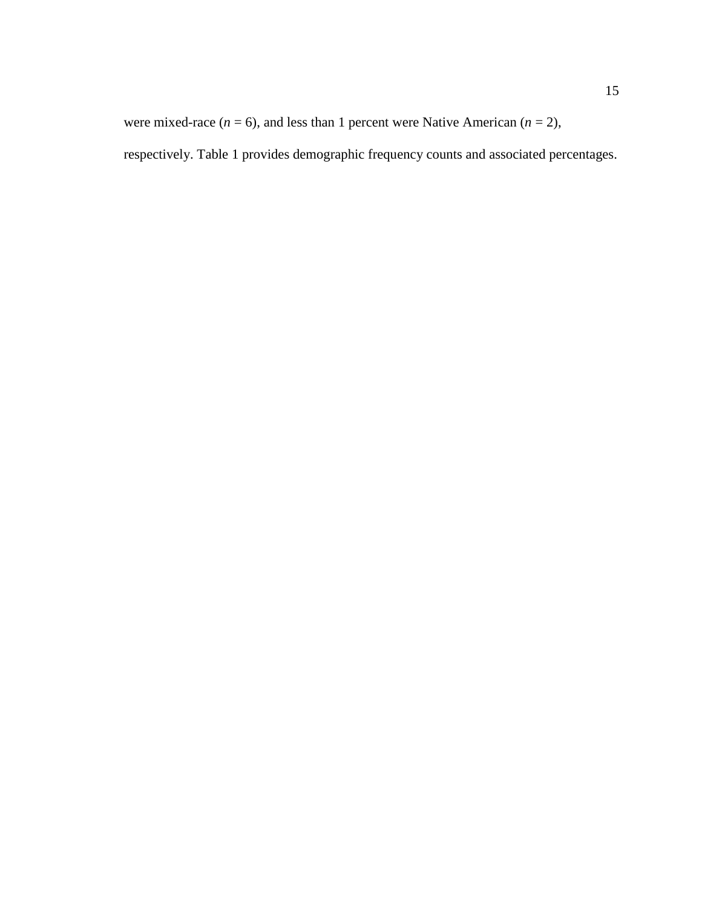were mixed-race (*n* = 6), and less than 1 percent were Native American (*n* = 2), respectively. Table 1 provides demographic frequency counts and associated percentages.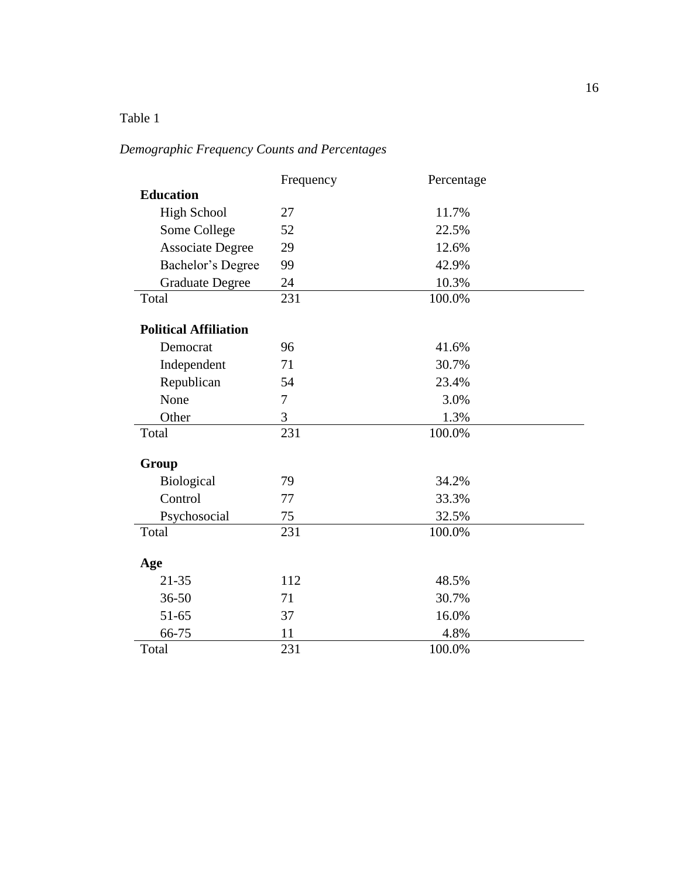Table 1

*Demographic Frequency Counts and Percentages*

| | Frequency | Percentage |
|---|---|---|
| **Education** | | |
| High School | 27 | 11.7% |
| Some College | 52 | 22.5% |
| Associate Degree | 29 | 12.6% |
| Bachelor's Degree | 99 | 42.9% |
| Graduate Degree | 24 | 10.3% |
| Total | 231 | 100.0% |
| **Political Affiliation** | | |
| Democrat | 96 | 41.6% |
| Independent | 71 | 30.7% |
| Republican | 54 | 23.4% |
| None | 7 | 3.0% |
| Other | 3 | 1.3% |
| Total | 231 | 100.0% |
| **Group** | | |
| Biological | 79 | 34.2% |
| Control | 77 | 33.3% |
| Psychosocial | 75 | 32.5% |
| Total | 231 | 100.0% |
| **Age** | | |
| 21-35 | 112 | 48.5% |
| 36-50 | 71 | 30.7% |
| 51-65 | 37 | 16.0% |
| 66-75 | 11 | 4.8% |
| Total | 231 | 100.0% |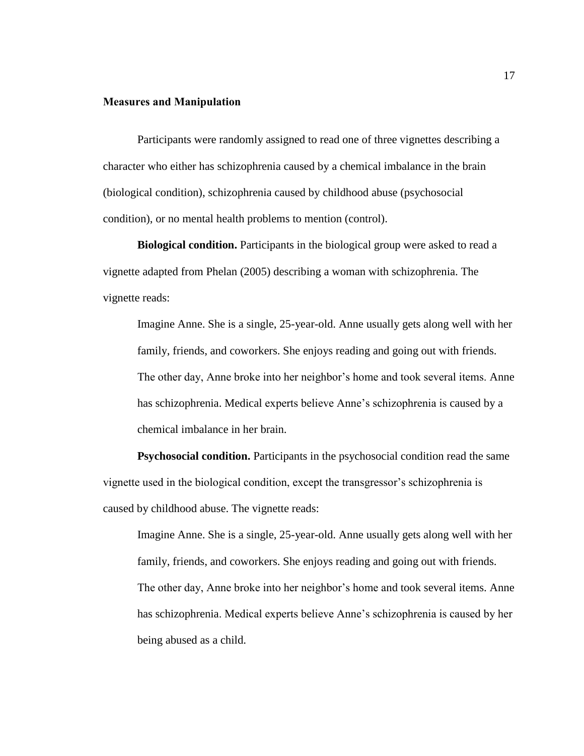### Measures and Manipulation

Participants were randomly assigned to read one of three vignettes describing a character who either has schizophrenia caused by a chemical imbalance in the brain (biological condition), schizophrenia caused by childhood abuse (psychosocial condition), or no mental health problems to mention (control).

**Biological condition.** Participants in the biological group were asked to read a vignette adapted from Phelan (2005) describing a woman with schizophrenia. The vignette reads:

> Imagine Anne. She is a single, 25-year-old. Anne usually gets along well with her family, friends, and coworkers. She enjoys reading and going out with friends. The other day, Anne broke into her neighbor's home and took several items. Anne has schizophrenia. Medical experts believe Anne's schizophrenia is caused by a chemical imbalance in her brain.

**Psychosocial condition.** Participants in the psychosocial condition read the same vignette used in the biological condition, except the transgressor's schizophrenia is caused by childhood abuse. The vignette reads:

> Imagine Anne. She is a single, 25-year-old. Anne usually gets along well with her family, friends, and coworkers. She enjoys reading and going out with friends. The other day, Anne broke into her neighbor's home and took several items. Anne has schizophrenia. Medical experts believe Anne's schizophrenia is caused by her being abused as a child.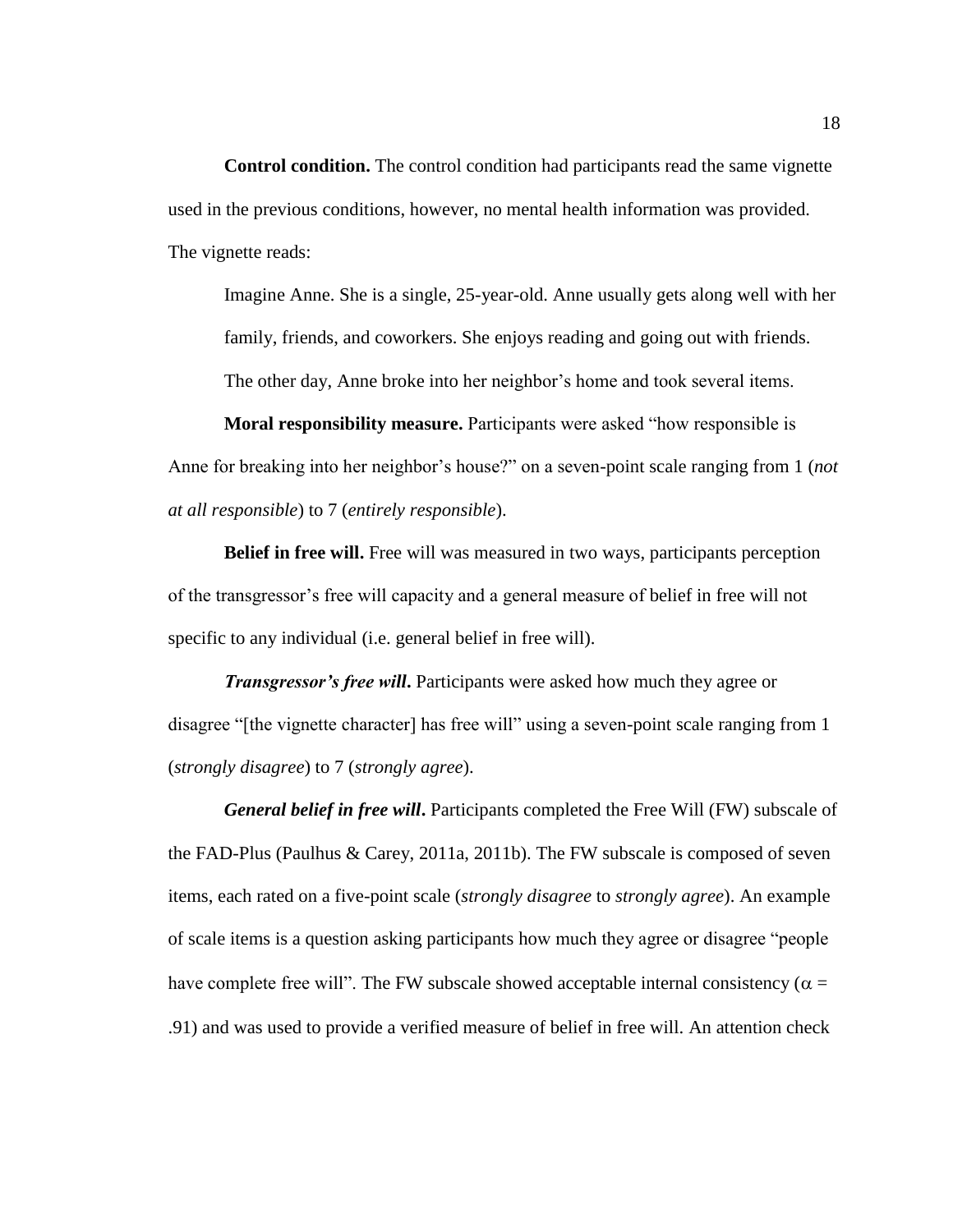**Control condition.** The control condition had participants read the same vignette used in the previous conditions, however, no mental health information was provided. The vignette reads:

> Imagine Anne. She is a single, 25-year-old. Anne usually gets along well with her family, friends, and coworkers. She enjoys reading and going out with friends. The other day, Anne broke into her neighbor's home and took several items.

**Moral responsibility measure.** Participants were asked "how responsible is Anne for breaking into her neighbor's house?" on a seven-point scale ranging from 1 (*not at all responsible*) to 7 (*entirely responsible*).

**Belief in free will.** Free will was measured in two ways, participants perception of the transgressor's free will capacity and a general measure of belief in free will not specific to any individual (i.e. general belief in free will).

***Transgressor's free will*.** Participants were asked how much they agree or disagree "[the vignette character] has free will" using a seven-point scale ranging from 1 (*strongly disagree*) to 7 (*strongly agree*).

***General belief in free will*.** Participants completed the Free Will (FW) subscale of the FAD-Plus (Paulhus & Carey, 2011a, 2011b). The FW subscale is composed of seven items, each rated on a five-point scale (*strongly disagree* to *strongly agree*). An example of scale items is a question asking participants how much they agree or disagree "people have complete free will". The FW subscale showed acceptable internal consistency ($\alpha$ = .91) and was used to provide a verified measure of belief in free will. An attention check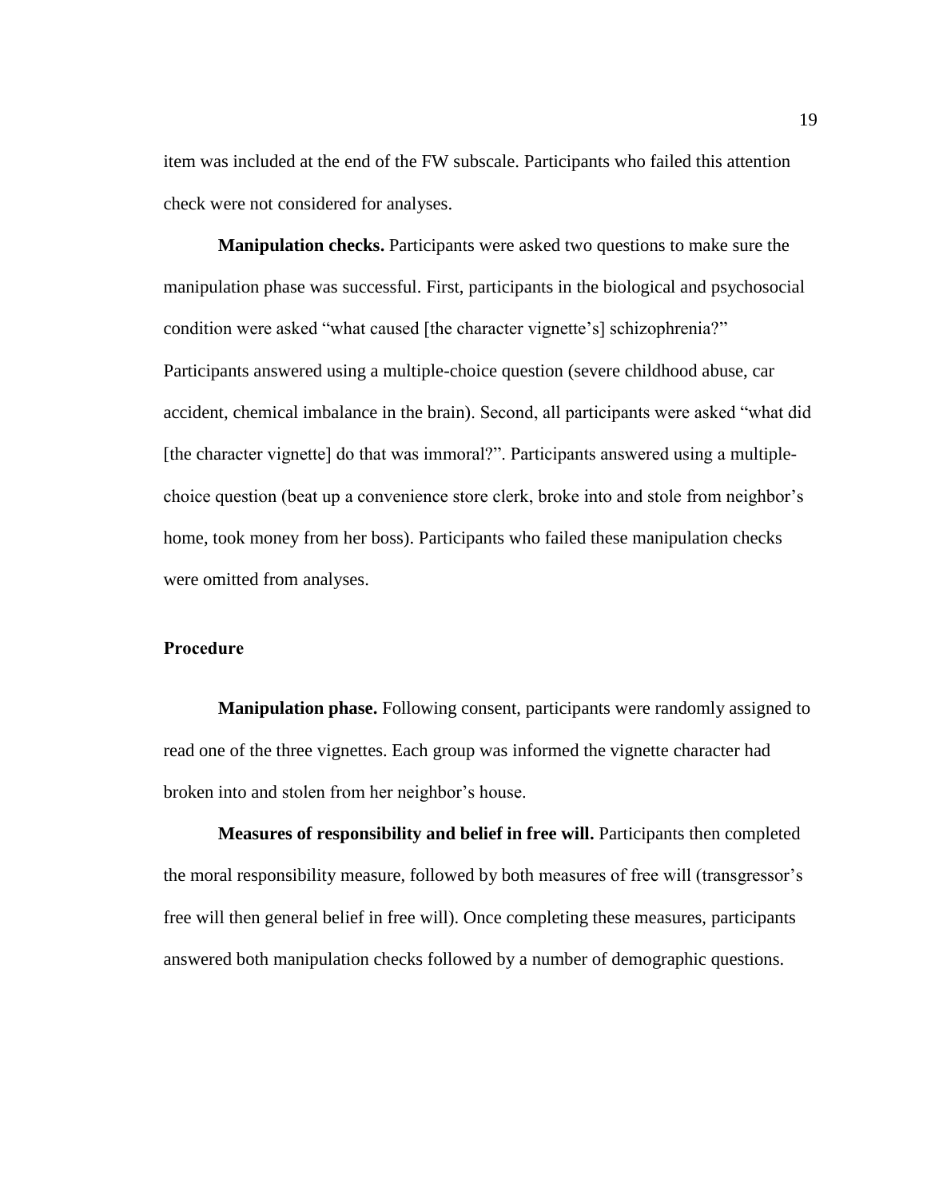item was included at the end of the FW subscale. Participants who failed this attention check were not considered for analyses.

**Manipulation checks.** Participants were asked two questions to make sure the manipulation phase was successful. First, participants in the biological and psychosocial condition were asked "what caused [the character vignette's] schizophrenia?" Participants answered using a multiple-choice question (severe childhood abuse, car accident, chemical imbalance in the brain). Second, all participants were asked "what did [the character vignette] do that was immoral?". Participants answered using a multiple-choice question (beat up a convenience store clerk, broke into and stole from neighbor's home, took money from her boss). Participants who failed these manipulation checks were omitted from analyses.

### Procedure

**Manipulation phase.** Following consent, participants were randomly assigned to read one of the three vignettes. Each group was informed the vignette character had broken into and stolen from her neighbor's house.

**Measures of responsibility and belief in free will.** Participants then completed the moral responsibility measure, followed by both measures of free will (transgressor's free will then general belief in free will). Once completing these measures, participants answered both manipulation checks followed by a number of demographic questions.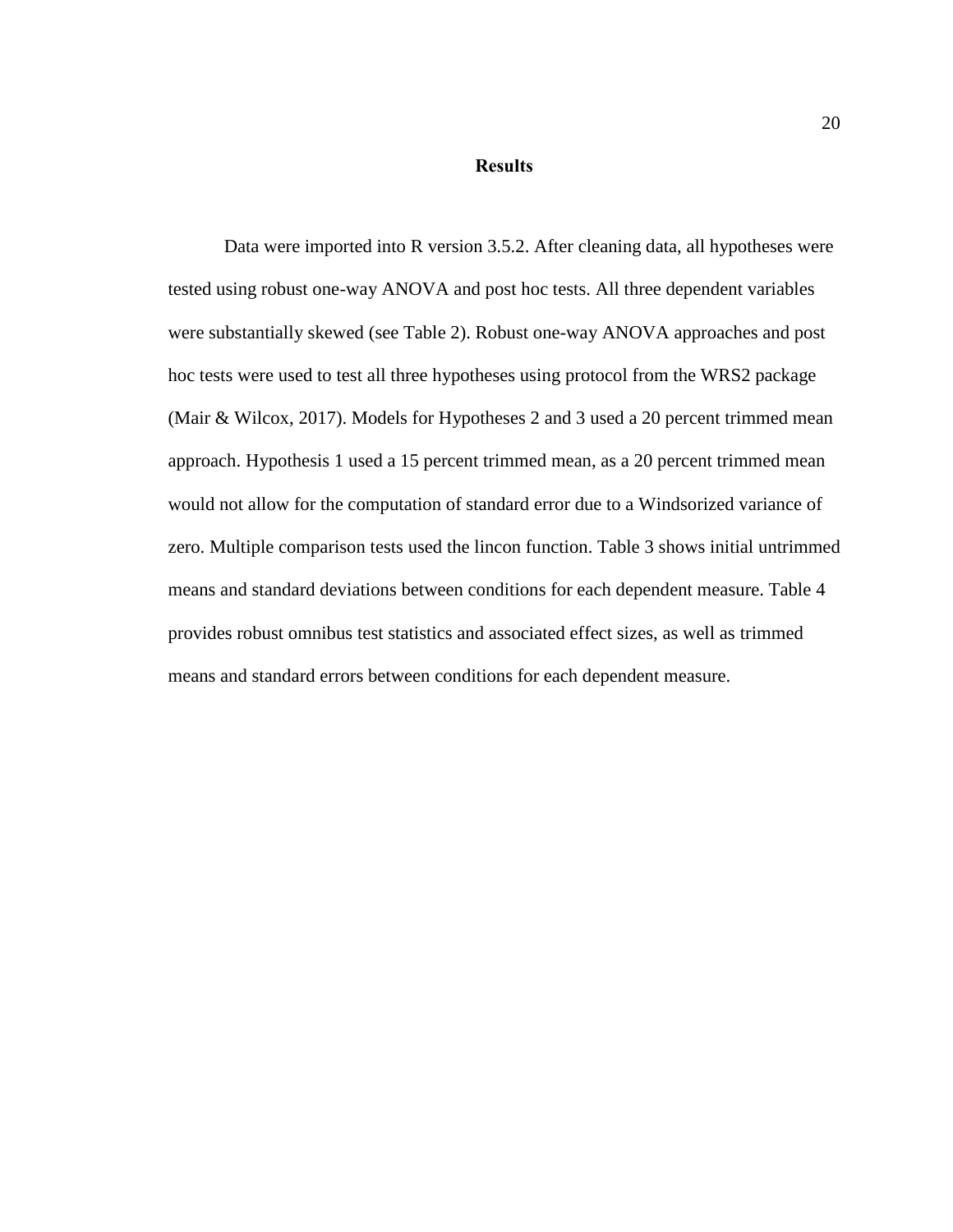# Results

Data were imported into R version 3.5.2. After cleaning data, all hypotheses were tested using robust one-way ANOVA and post hoc tests. All three dependent variables were substantially skewed (see Table 2). Robust one-way ANOVA approaches and post hoc tests were used to test all three hypotheses using protocol from the WRS2 package (Mair & Wilcox, 2017). Models for Hypotheses 2 and 3 used a 20 percent trimmed mean approach. Hypothesis 1 used a 15 percent trimmed mean, as a 20 percent trimmed mean would not allow for the computation of standard error due to a Windsorized variance of zero. Multiple comparison tests used the lincon function. Table 3 shows initial untrimmed means and standard deviations between conditions for each dependent measure. Table 4 provides robust omnibus test statistics and associated effect sizes, as well as trimmed means and standard errors between conditions for each dependent measure.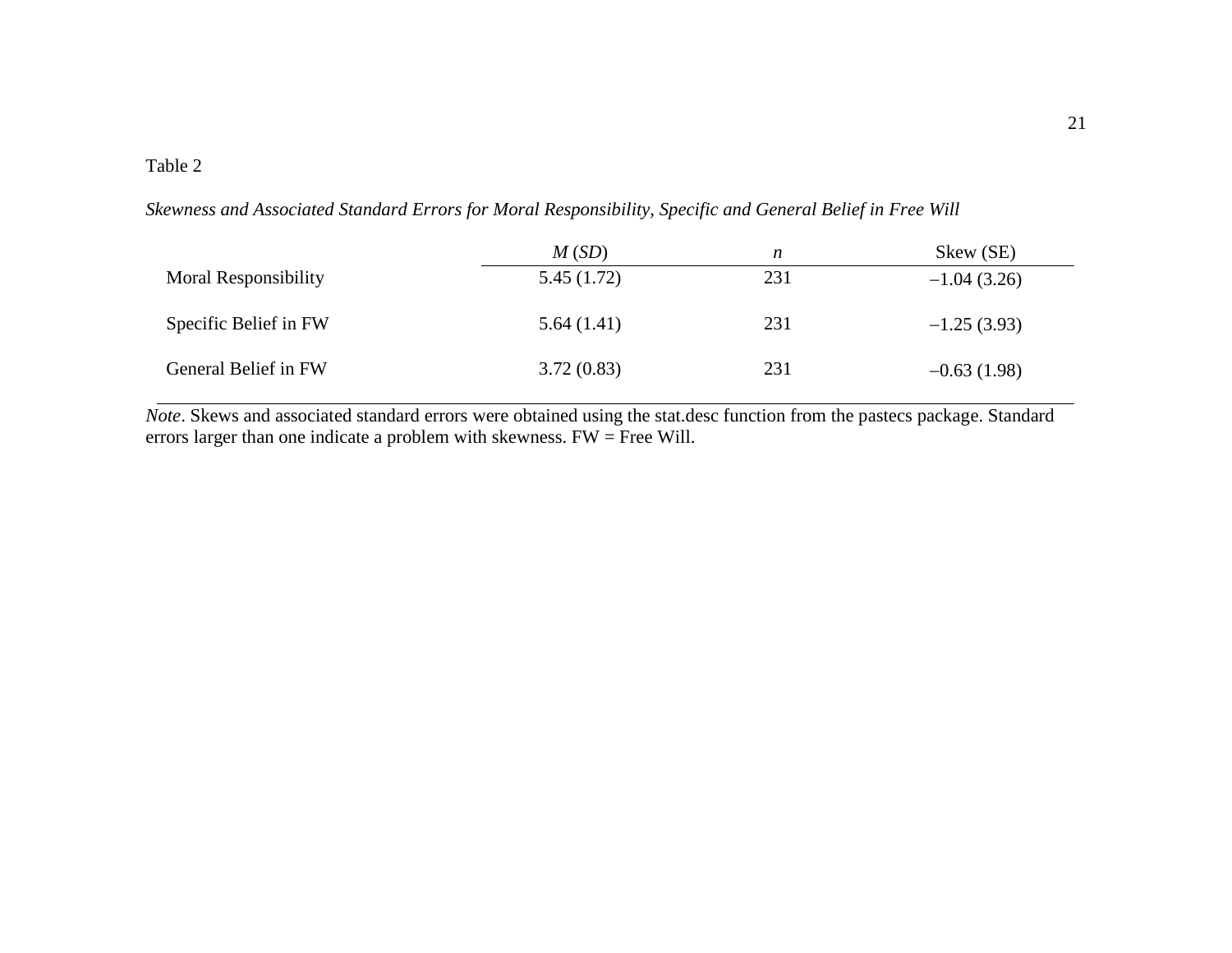Table 2

*Skewness and Associated Standard Errors for Moral Responsibility, Specific and General Belief in Free Will*

| | *M* (*SD*) | *n* | Skew (SE) |
|---|---|---|---|
| Moral Responsibility | 5.45 (1.72) | 231 | –1.04 (3.26) |
| Specific Belief in FW | 5.64 (1.41) | 231 | –1.25 (3.93) |
| General Belief in FW | 3.72 (0.83) | 231 | –0.63 (1.98) |

*Note*. Skews and associated standard errors were obtained using the stat.desc function from the pastecs package. Standard errors larger than one indicate a problem with skewness. FW = Free Will.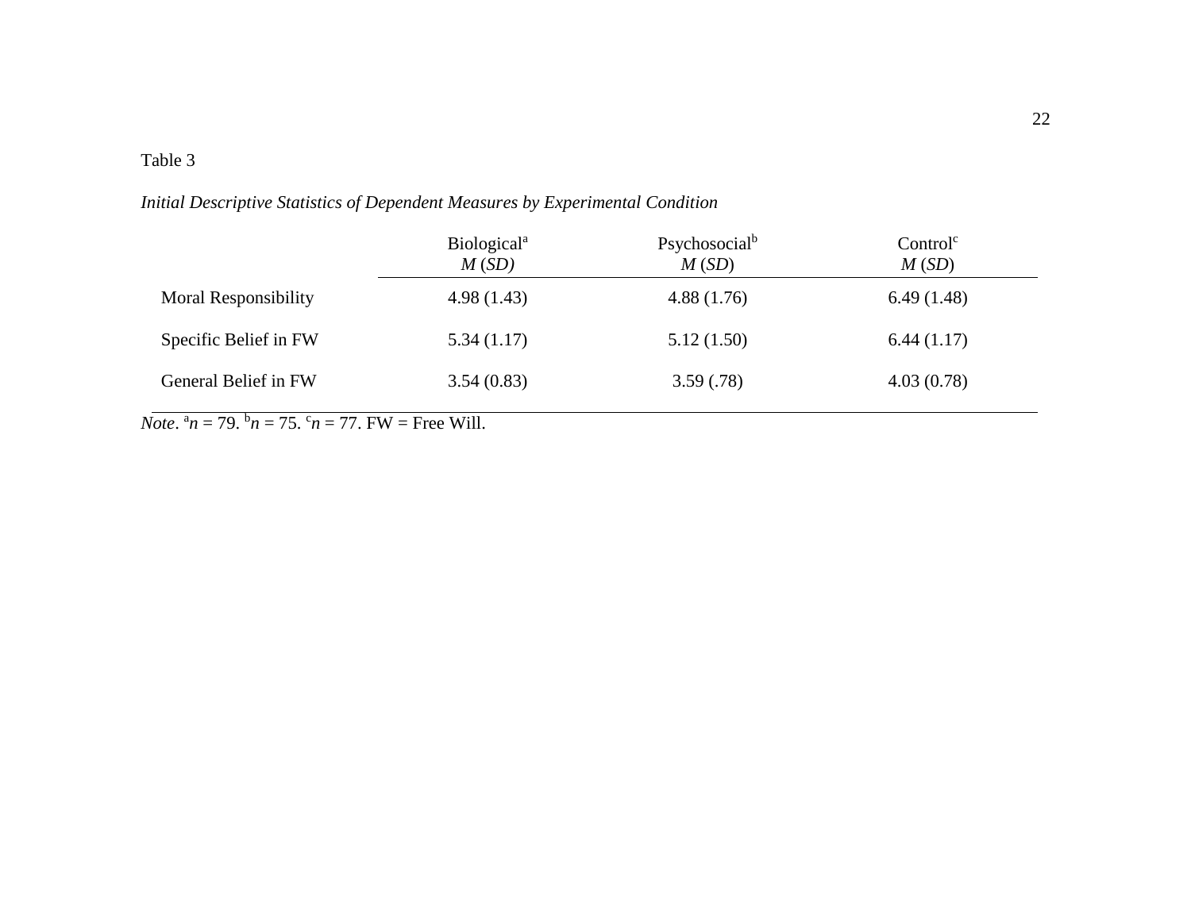Table 3

*Initial Descriptive Statistics of Dependent Measures by Experimental Condition*

| | Biological[a] *M* (*SD*) | Psychosocial[b] *M* (*SD*) | Control[c] *M* (*SD*) |
|---|---|---|---|
| Moral Responsibility | 4.98 (1.43) | 4.88 (1.76) | 6.49 (1.48) |
| Specific Belief in FW | 5.34 (1.17) | 5.12 (1.50) | 6.44 (1.17) |
| General Belief in FW | 3.54 (0.83) | 3.59 (.78) | 4.03 (0.78) |

*Note*. [a]*n* = 79. [b]*n* = 75. [c]*n* = 77. FW = Free Will.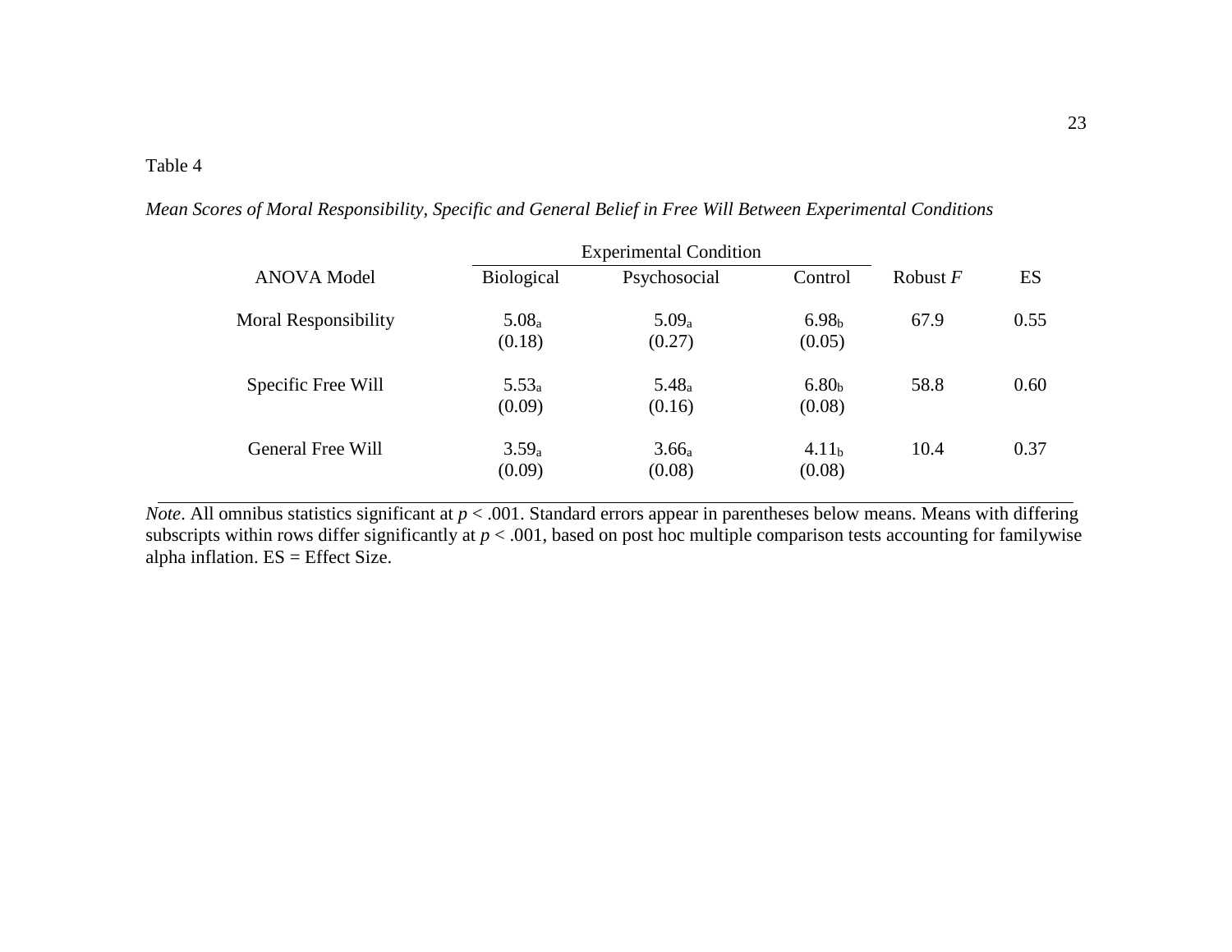Table 4

*Mean Scores of Moral Responsibility, Specific and General Belief in Free Will Between Experimental Conditions*

| ANOVA Model | Experimental Condition | | | Robust $F$ | ES |
|---|---|---|---|---|---|
| | Biological | Psychosocial | Control | | |
| Moral Responsibility | $5.08_a$ (0.18) | $5.09_a$ (0.27) | $6.98_b$ (0.05) | 67.9 | 0.55 |
| Specific Free Will | $5.53_a$ (0.09) | $5.48_a$ (0.16) | $6.80_b$ (0.08) | 58.8 | 0.60 |
| General Free Will | $3.59_a$ (0.09) | $3.66_a$ (0.08) | $4.11_b$ (0.08) | 10.4 | 0.37 |

*Note*. All omnibus statistics significant at $p < .001$. Standard errors appear in parentheses below means. Means with differing subscripts within rows differ significantly at $p < .001$, based on post hoc multiple comparison tests accounting for familywise alpha inflation. ES = Effect Size.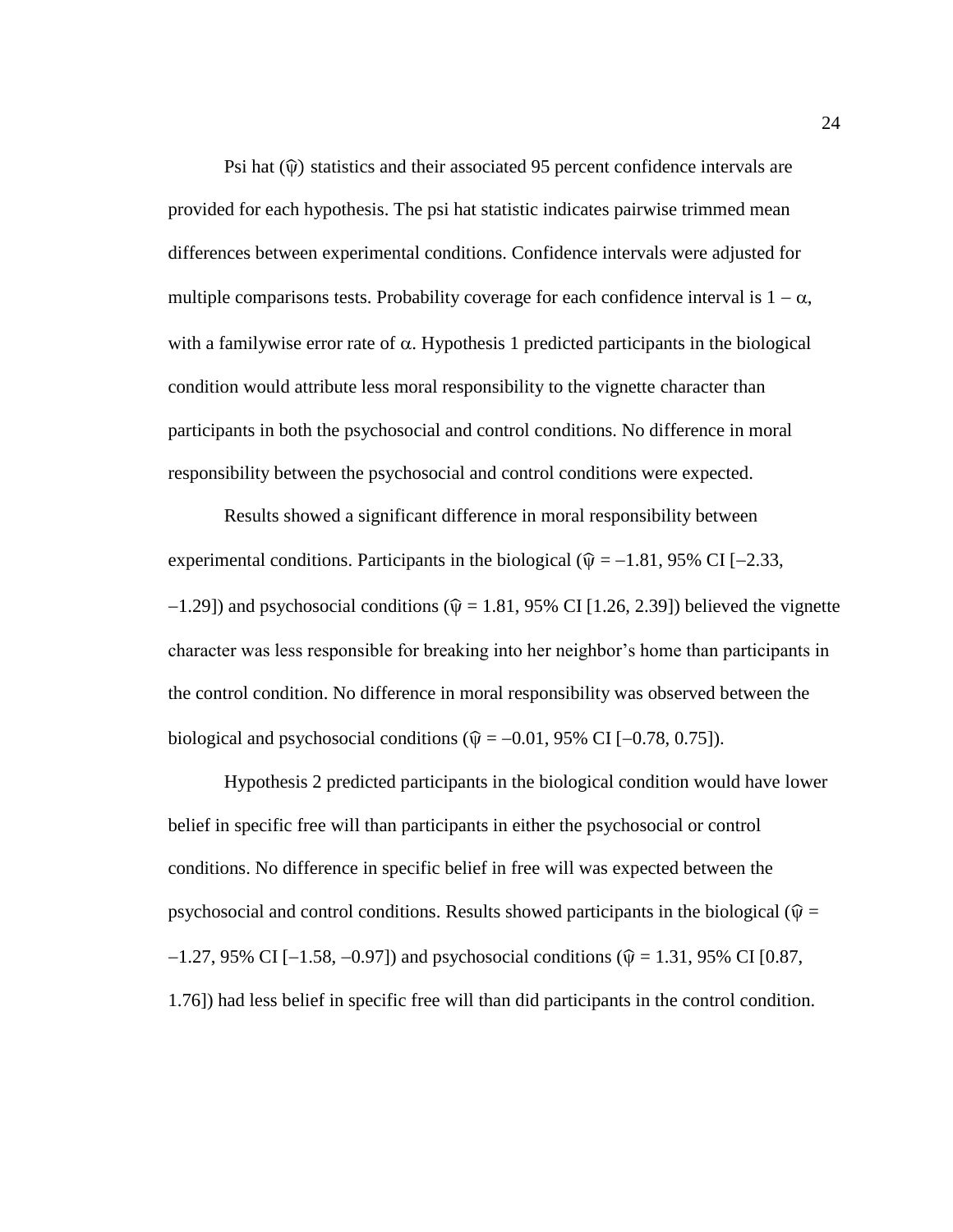Psi hat ($\hat{\psi}$) statistics and their associated 95 percent confidence intervals are provided for each hypothesis. The psi hat statistic indicates pairwise trimmed mean differences between experimental conditions. Confidence intervals were adjusted for multiple comparisons tests. Probability coverage for each confidence interval is $1 - \alpha$, with a familywise error rate of $\alpha$. Hypothesis 1 predicted participants in the biological condition would attribute less moral responsibility to the vignette character than participants in both the psychosocial and control conditions. No difference in moral responsibility between the psychosocial and control conditions were expected.

Results showed a significant difference in moral responsibility between experimental conditions. Participants in the biological ($\hat{\psi} = -1.81$, 95% CI [$-2.33$, $-1.29$]) and psychosocial conditions ($\hat{\psi} = 1.81$, 95% CI [1.26, 2.39]) believed the vignette character was less responsible for breaking into her neighbor's home than participants in the control condition. No difference in moral responsibility was observed between the biological and psychosocial conditions ($\hat{\psi} = -0.01$, 95% CI [$-0.78$, 0.75]).

Hypothesis 2 predicted participants in the biological condition would have lower belief in specific free will than participants in either the psychosocial or control conditions. No difference in specific belief in free will was expected between the psychosocial and control conditions. Results showed participants in the biological ($\hat{\psi} = -1.27$, 95% CI [$-1.58$, $-0.97$]) and psychosocial conditions ($\hat{\psi} = 1.31$, 95% CI [0.87, 1.76]) had less belief in specific free will than did participants in the control condition.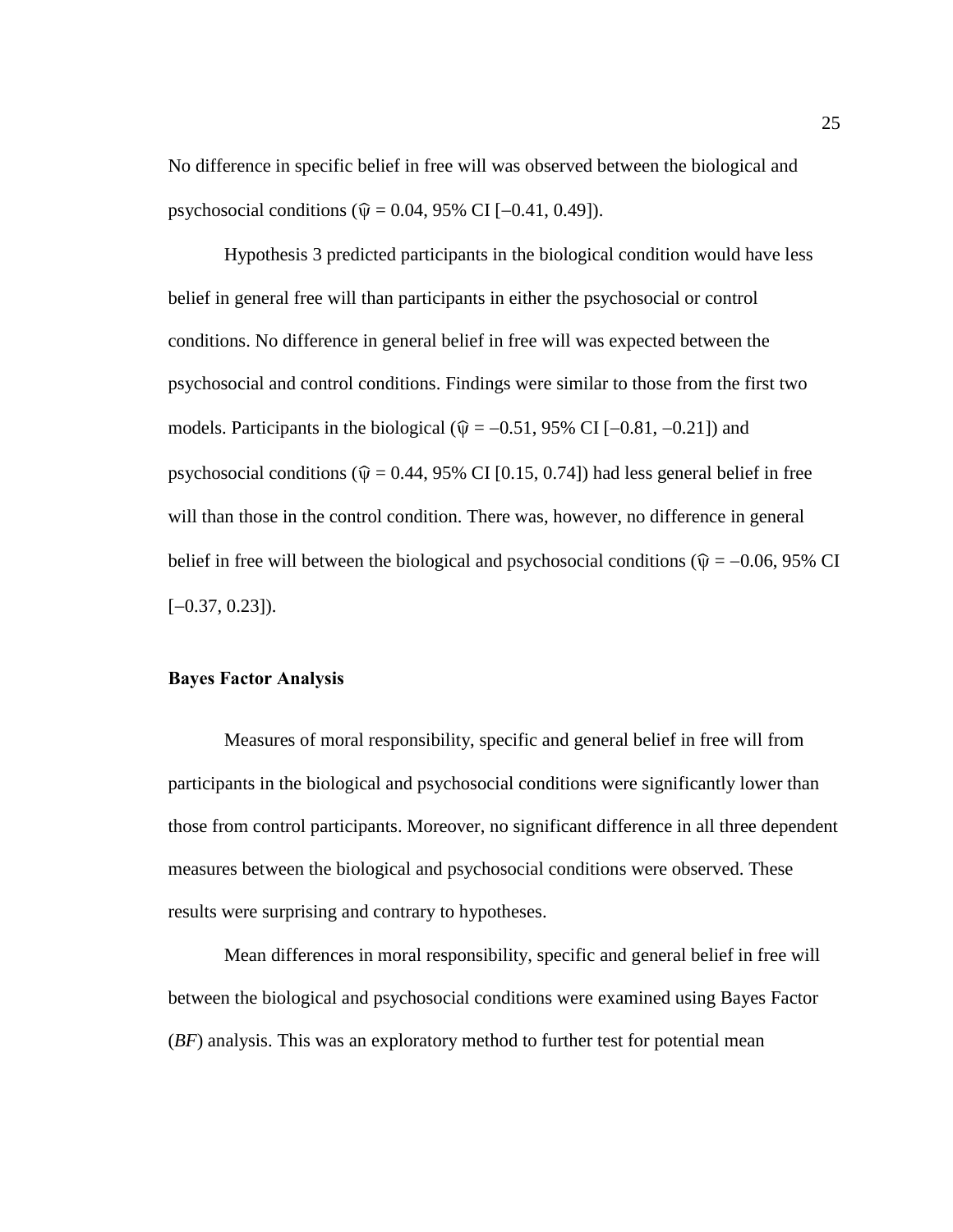No difference in specific belief in free will was observed between the biological and psychosocial conditions ($\hat{\psi}$ = 0.04, 95% CI [–0.41, 0.49]).

Hypothesis 3 predicted participants in the biological condition would have less belief in general free will than participants in either the psychosocial or control conditions. No difference in general belief in free will was expected between the psychosocial and control conditions. Findings were similar to those from the first two models. Participants in the biological ($\hat{\psi}$ = –0.51, 95% CI [–0.81, –0.21]) and psychosocial conditions ($\hat{\psi}$ = 0.44, 95% CI [0.15, 0.74]) had less general belief in free will than those in the control condition. There was, however, no difference in general belief in free will between the biological and psychosocial conditions ($\hat{\psi}$ = –0.06, 95% CI [–0.37, 0.23]).

### Bayes Factor Analysis

Measures of moral responsibility, specific and general belief in free will from participants in the biological and psychosocial conditions were significantly lower than those from control participants. Moreover, no significant difference in all three dependent measures between the biological and psychosocial conditions were observed. These results were surprising and contrary to hypotheses.

Mean differences in moral responsibility, specific and general belief in free will between the biological and psychosocial conditions were examined using Bayes Factor (*BF*) analysis. This was an exploratory method to further test for potential mean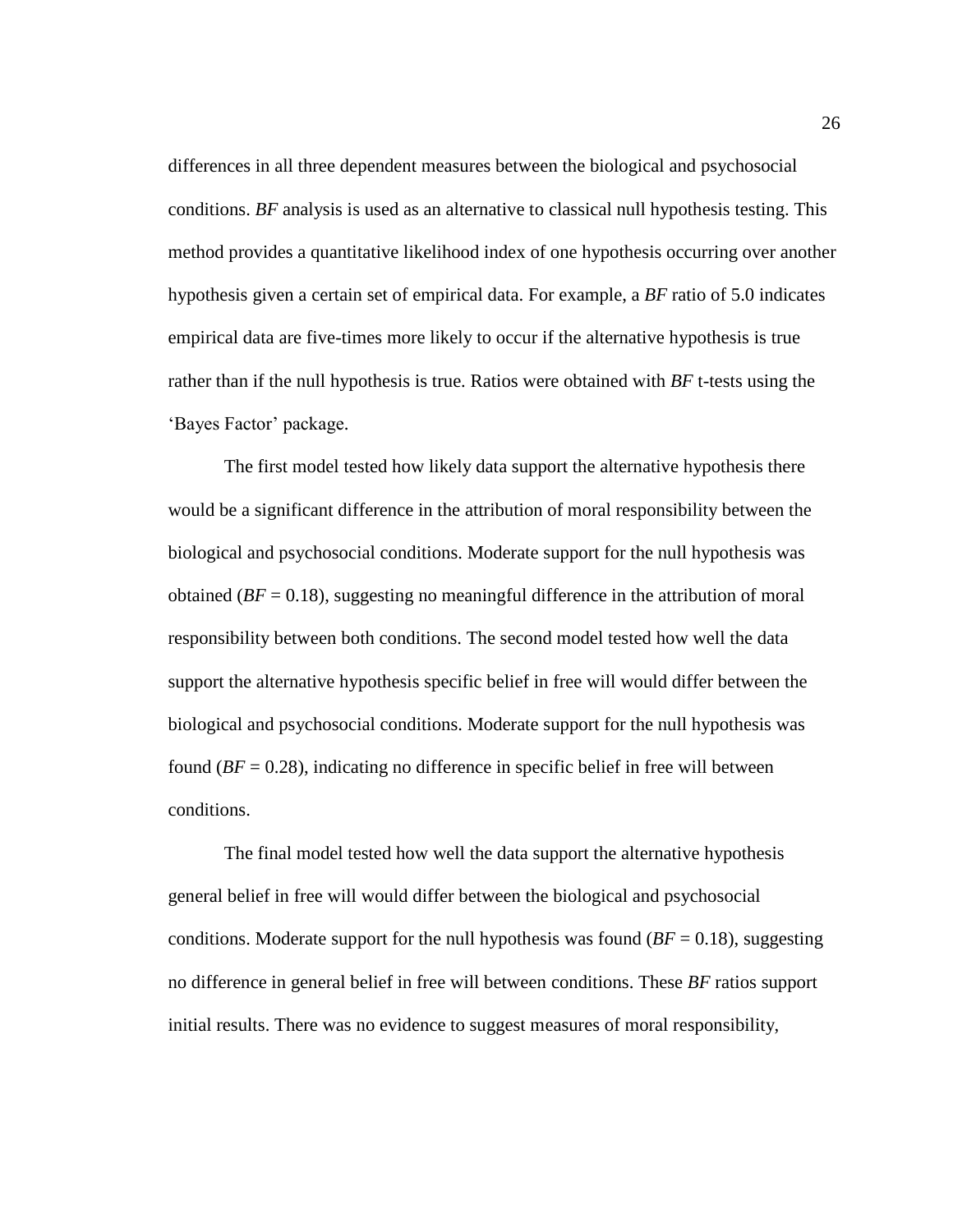differences in all three dependent measures between the biological and psychosocial conditions. *BF* analysis is used as an alternative to classical null hypothesis testing. This method provides a quantitative likelihood index of one hypothesis occurring over another hypothesis given a certain set of empirical data. For example, a *BF* ratio of 5.0 indicates empirical data are five-times more likely to occur if the alternative hypothesis is true rather than if the null hypothesis is true. Ratios were obtained with *BF* t-tests using the 'Bayes Factor' package.

The first model tested how likely data support the alternative hypothesis there would be a significant difference in the attribution of moral responsibility between the biological and psychosocial conditions. Moderate support for the null hypothesis was obtained ($BF = 0.18$), suggesting no meaningful difference in the attribution of moral responsibility between both conditions. The second model tested how well the data support the alternative hypothesis specific belief in free will would differ between the biological and psychosocial conditions. Moderate support for the null hypothesis was found ($BF = 0.28$), indicating no difference in specific belief in free will between conditions.

The final model tested how well the data support the alternative hypothesis general belief in free will would differ between the biological and psychosocial conditions. Moderate support for the null hypothesis was found ($BF = 0.18$), suggesting no difference in general belief in free will between conditions. These *BF* ratios support initial results. There was no evidence to suggest measures of moral responsibility,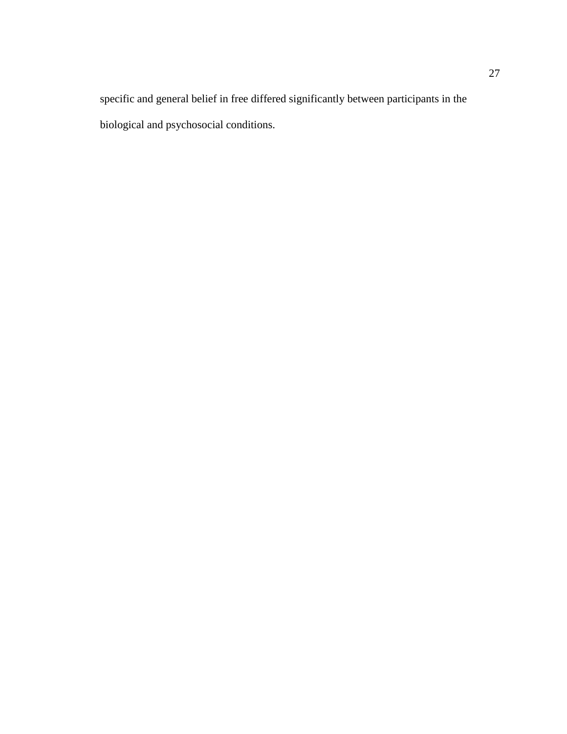specific and general belief in free differed significantly between participants in the biological and psychosocial conditions.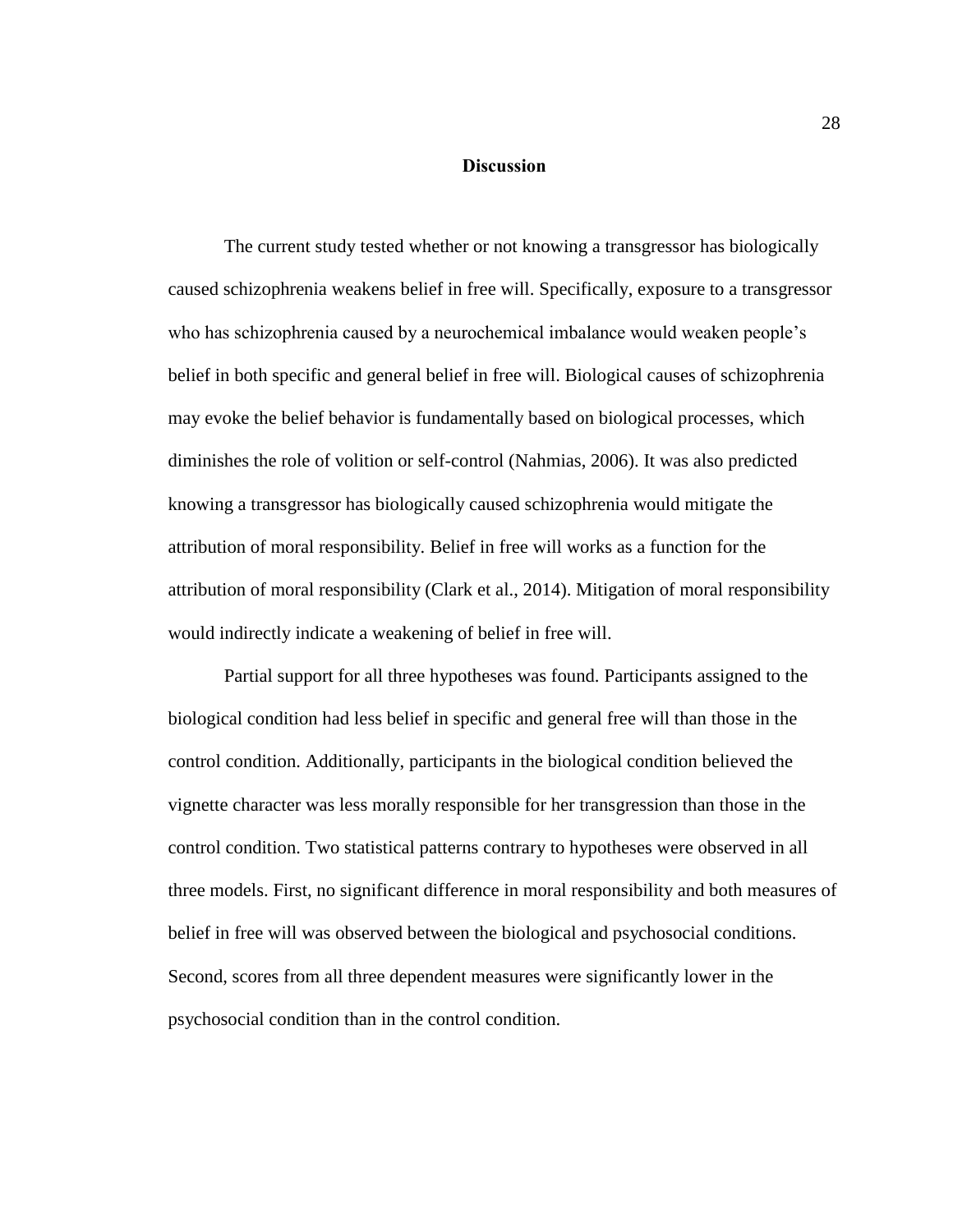# Discussion

The current study tested whether or not knowing a transgressor has biologically caused schizophrenia weakens belief in free will. Specifically, exposure to a transgressor who has schizophrenia caused by a neurochemical imbalance would weaken people's belief in both specific and general belief in free will. Biological causes of schizophrenia may evoke the belief behavior is fundamentally based on biological processes, which diminishes the role of volition or self-control (Nahmias, 2006). It was also predicted knowing a transgressor has biologically caused schizophrenia would mitigate the attribution of moral responsibility. Belief in free will works as a function for the attribution of moral responsibility (Clark et al., 2014). Mitigation of moral responsibility would indirectly indicate a weakening of belief in free will.

Partial support for all three hypotheses was found. Participants assigned to the biological condition had less belief in specific and general free will than those in the control condition. Additionally, participants in the biological condition believed the vignette character was less morally responsible for her transgression than those in the control condition. Two statistical patterns contrary to hypotheses were observed in all three models. First, no significant difference in moral responsibility and both measures of belief in free will was observed between the biological and psychosocial conditions. Second, scores from all three dependent measures were significantly lower in the psychosocial condition than in the control condition.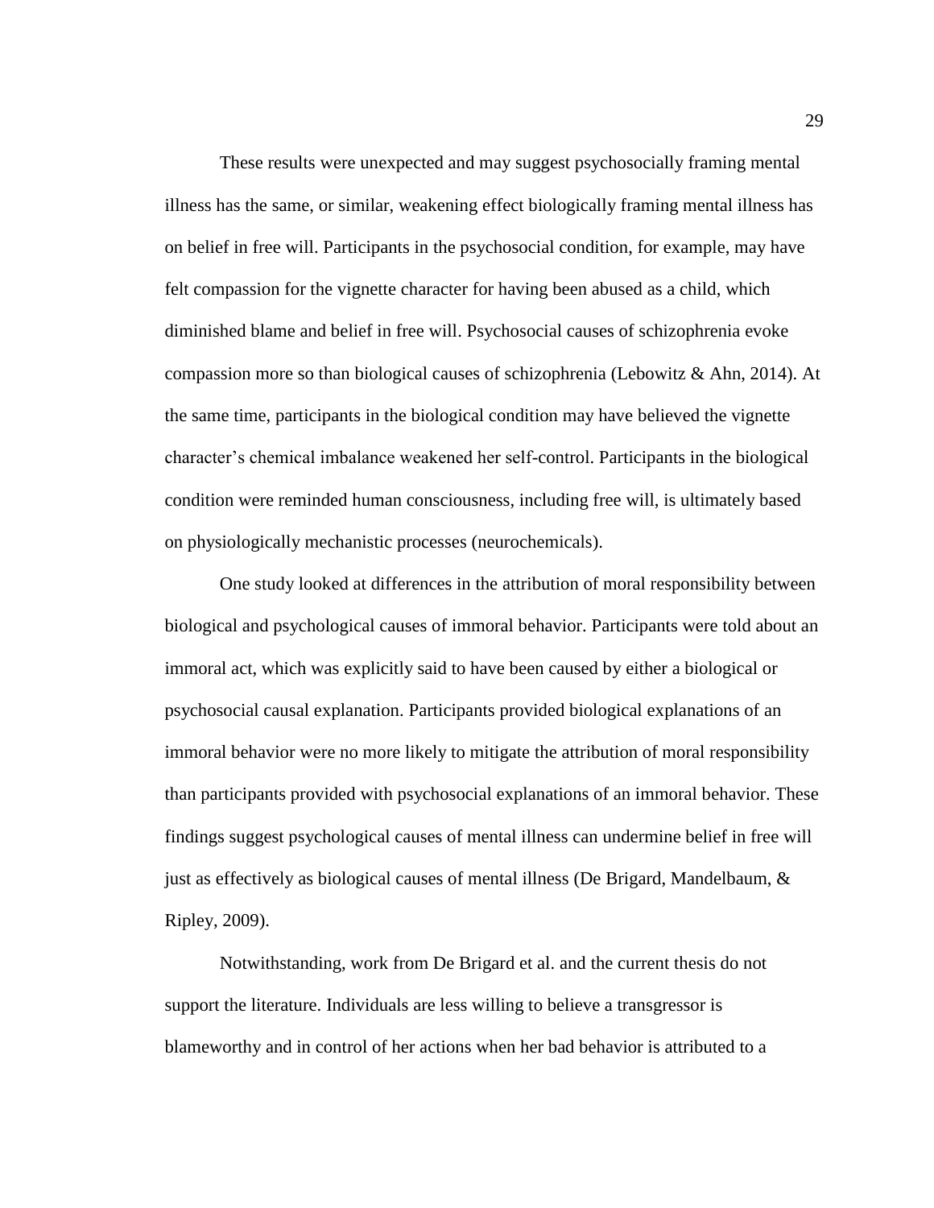These results were unexpected and may suggest psychosocially framing mental illness has the same, or similar, weakening effect biologically framing mental illness has on belief in free will. Participants in the psychosocial condition, for example, may have felt compassion for the vignette character for having been abused as a child, which diminished blame and belief in free will. Psychosocial causes of schizophrenia evoke compassion more so than biological causes of schizophrenia (Lebowitz & Ahn, 2014). At the same time, participants in the biological condition may have believed the vignette character's chemical imbalance weakened her self-control. Participants in the biological condition were reminded human consciousness, including free will, is ultimately based on physiologically mechanistic processes (neurochemicals).

One study looked at differences in the attribution of moral responsibility between biological and psychological causes of immoral behavior. Participants were told about an immoral act, which was explicitly said to have been caused by either a biological or psychosocial causal explanation. Participants provided biological explanations of an immoral behavior were no more likely to mitigate the attribution of moral responsibility than participants provided with psychosocial explanations of an immoral behavior. These findings suggest psychological causes of mental illness can undermine belief in free will just as effectively as biological causes of mental illness (De Brigard, Mandelbaum, & Ripley, 2009).

Notwithstanding, work from De Brigard et al. and the current thesis do not support the literature. Individuals are less willing to believe a transgressor is blameworthy and in control of her actions when her bad behavior is attributed to a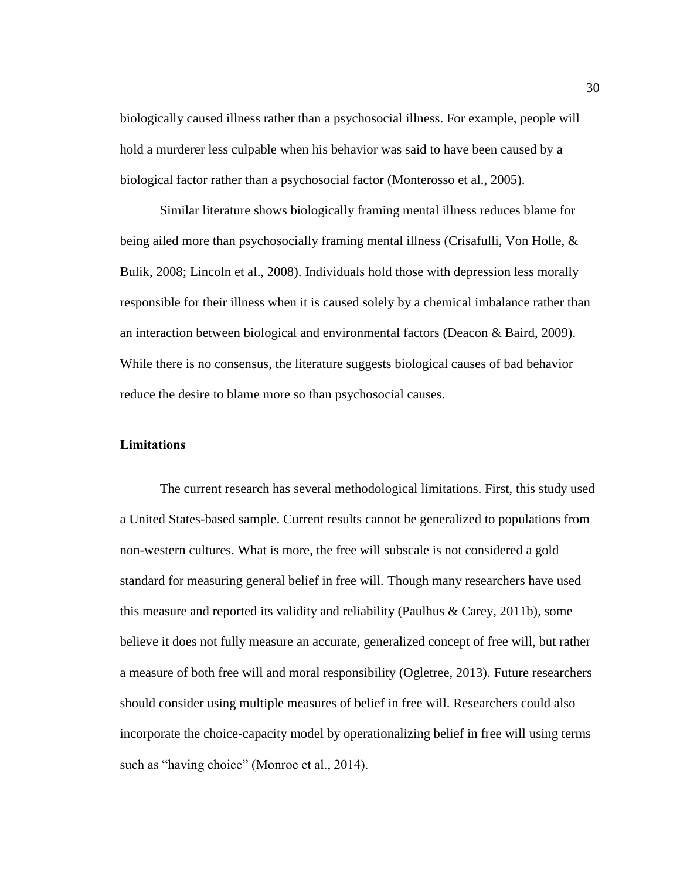biologically caused illness rather than a psychosocial illness. For example, people will hold a murderer less culpable when his behavior was said to have been caused by a biological factor rather than a psychosocial factor (Monterosso et al., 2005).

Similar literature shows biologically framing mental illness reduces blame for being ailed more than psychosocially framing mental illness (Crisafulli, Von Holle, & Bulik, 2008; Lincoln et al., 2008). Individuals hold those with depression less morally responsible for their illness when it is caused solely by a chemical imbalance rather than an interaction between biological and environmental factors (Deacon & Baird, 2009). While there is no consensus, the literature suggests biological causes of bad behavior reduce the desire to blame more so than psychosocial causes.

**Limitations**

The current research has several methodological limitations. First, this study used a United States-based sample. Current results cannot be generalized to populations from non-western cultures. What is more, the free will subscale is not considered a gold standard for measuring general belief in free will. Though many researchers have used this measure and reported its validity and reliability (Paulhus & Carey, 2011b), some believe it does not fully measure an accurate, generalized concept of free will, but rather a measure of both free will and moral responsibility (Ogletree, 2013). Future researchers should consider using multiple measures of belief in free will. Researchers could also incorporate the choice-capacity model by operationalizing belief in free will using terms such as "having choice" (Monroe et al., 2014).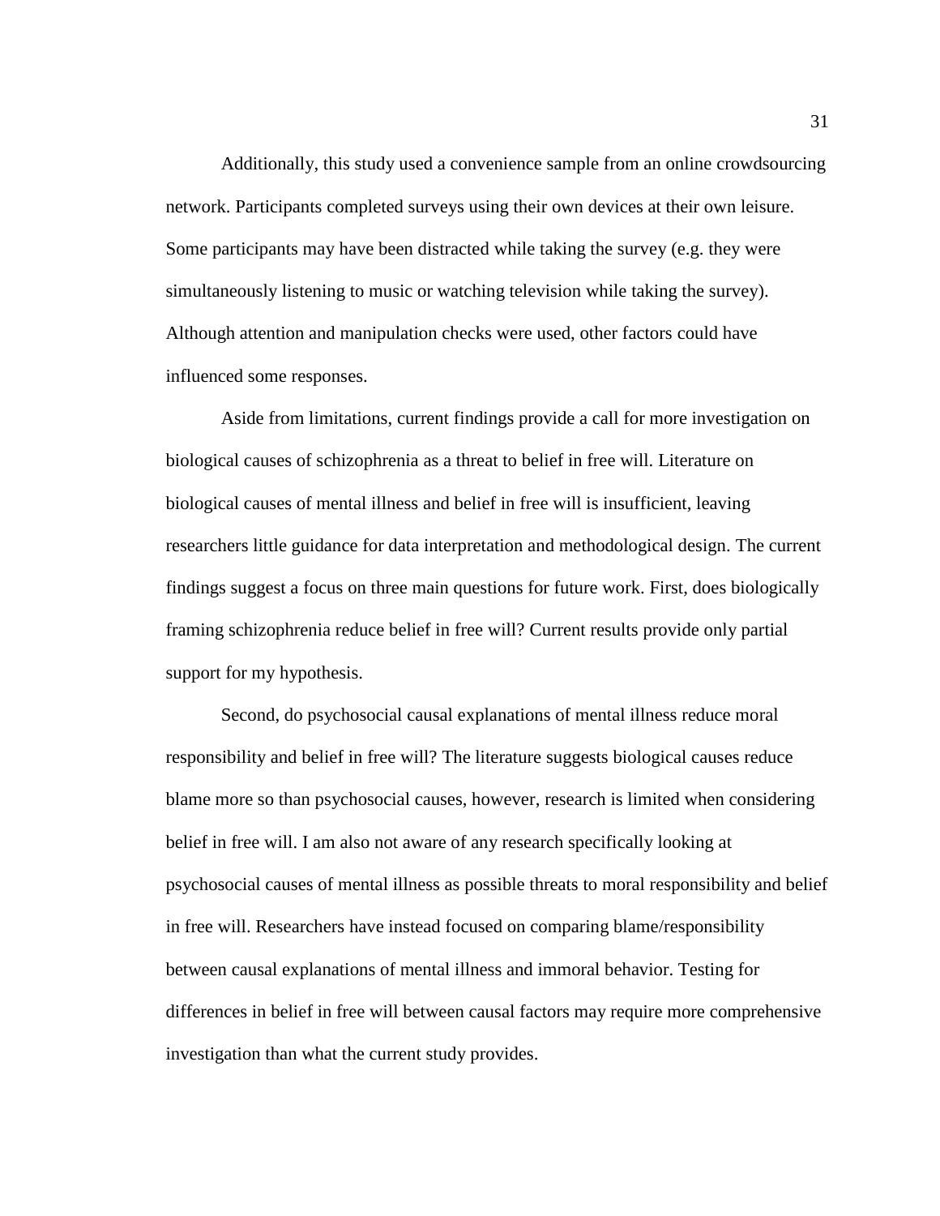Additionally, this study used a convenience sample from an online crowdsourcing network. Participants completed surveys using their own devices at their own leisure. Some participants may have been distracted while taking the survey (e.g. they were simultaneously listening to music or watching television while taking the survey). Although attention and manipulation checks were used, other factors could have influenced some responses.

Aside from limitations, current findings provide a call for more investigation on biological causes of schizophrenia as a threat to belief in free will. Literature on biological causes of mental illness and belief in free will is insufficient, leaving researchers little guidance for data interpretation and methodological design. The current findings suggest a focus on three main questions for future work. First, does biologically framing schizophrenia reduce belief in free will? Current results provide only partial support for my hypothesis.

Second, do psychosocial causal explanations of mental illness reduce moral responsibility and belief in free will? The literature suggests biological causes reduce blame more so than psychosocial causes, however, research is limited when considering belief in free will. I am also not aware of any research specifically looking at psychosocial causes of mental illness as possible threats to moral responsibility and belief in free will. Researchers have instead focused on comparing blame/responsibility between causal explanations of mental illness and immoral behavior. Testing for differences in belief in free will between causal factors may require more comprehensive investigation than what the current study provides.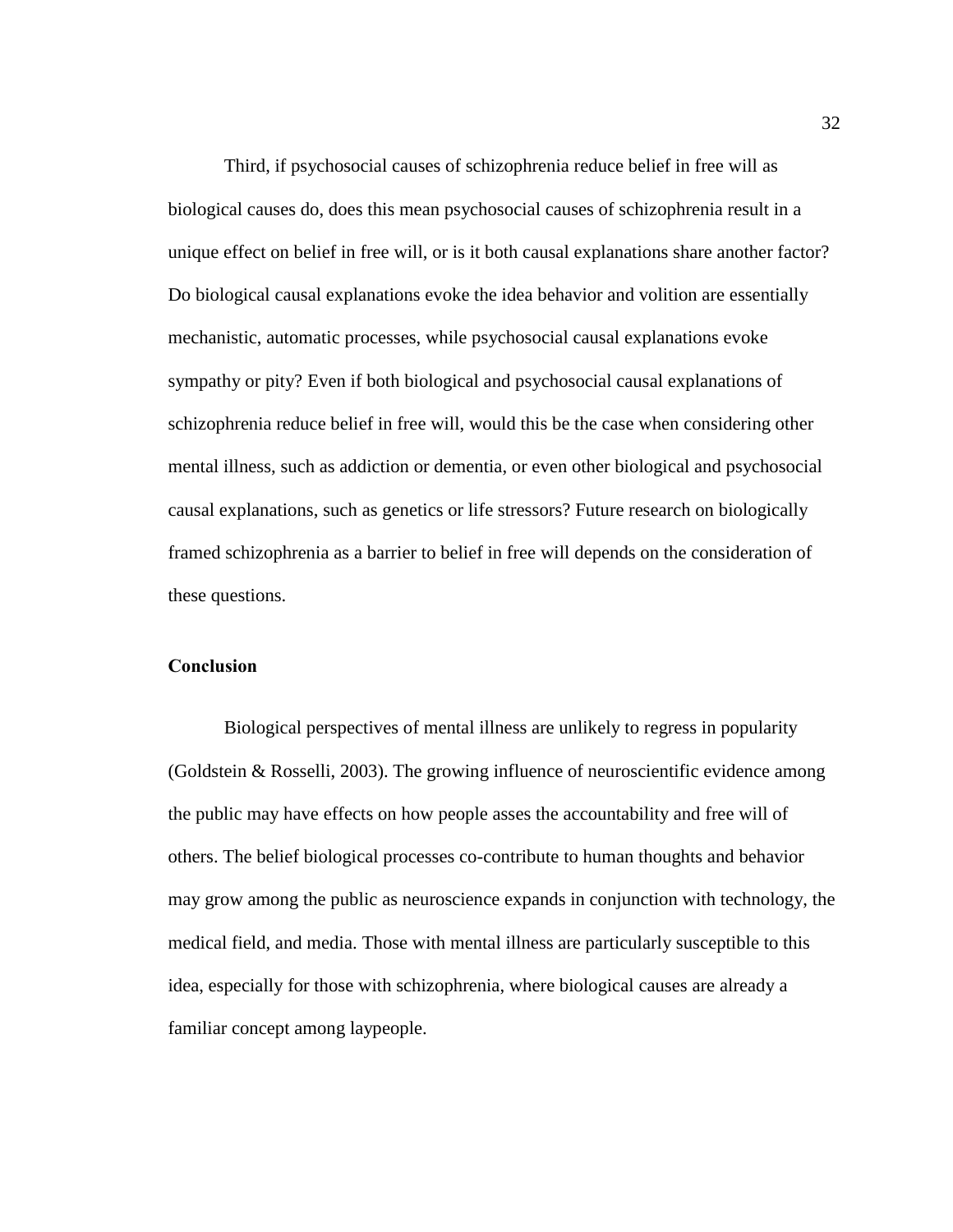Third, if psychosocial causes of schizophrenia reduce belief in free will as biological causes do, does this mean psychosocial causes of schizophrenia result in a unique effect on belief in free will, or is it both causal explanations share another factor? Do biological causal explanations evoke the idea behavior and volition are essentially mechanistic, automatic processes, while psychosocial causal explanations evoke sympathy or pity? Even if both biological and psychosocial causal explanations of schizophrenia reduce belief in free will, would this be the case when considering other mental illness, such as addiction or dementia, or even other biological and psychosocial causal explanations, such as genetics or life stressors? Future research on biologically framed schizophrenia as a barrier to belief in free will depends on the consideration of these questions.

## Conclusion

Biological perspectives of mental illness are unlikely to regress in popularity (Goldstein & Rosselli, 2003). The growing influence of neuroscientific evidence among the public may have effects on how people asses the accountability and free will of others. The belief biological processes co-contribute to human thoughts and behavior may grow among the public as neuroscience expands in conjunction with technology, the medical field, and media. Those with mental illness are particularly susceptible to this idea, especially for those with schizophrenia, where biological causes are already a familiar concept among laypeople.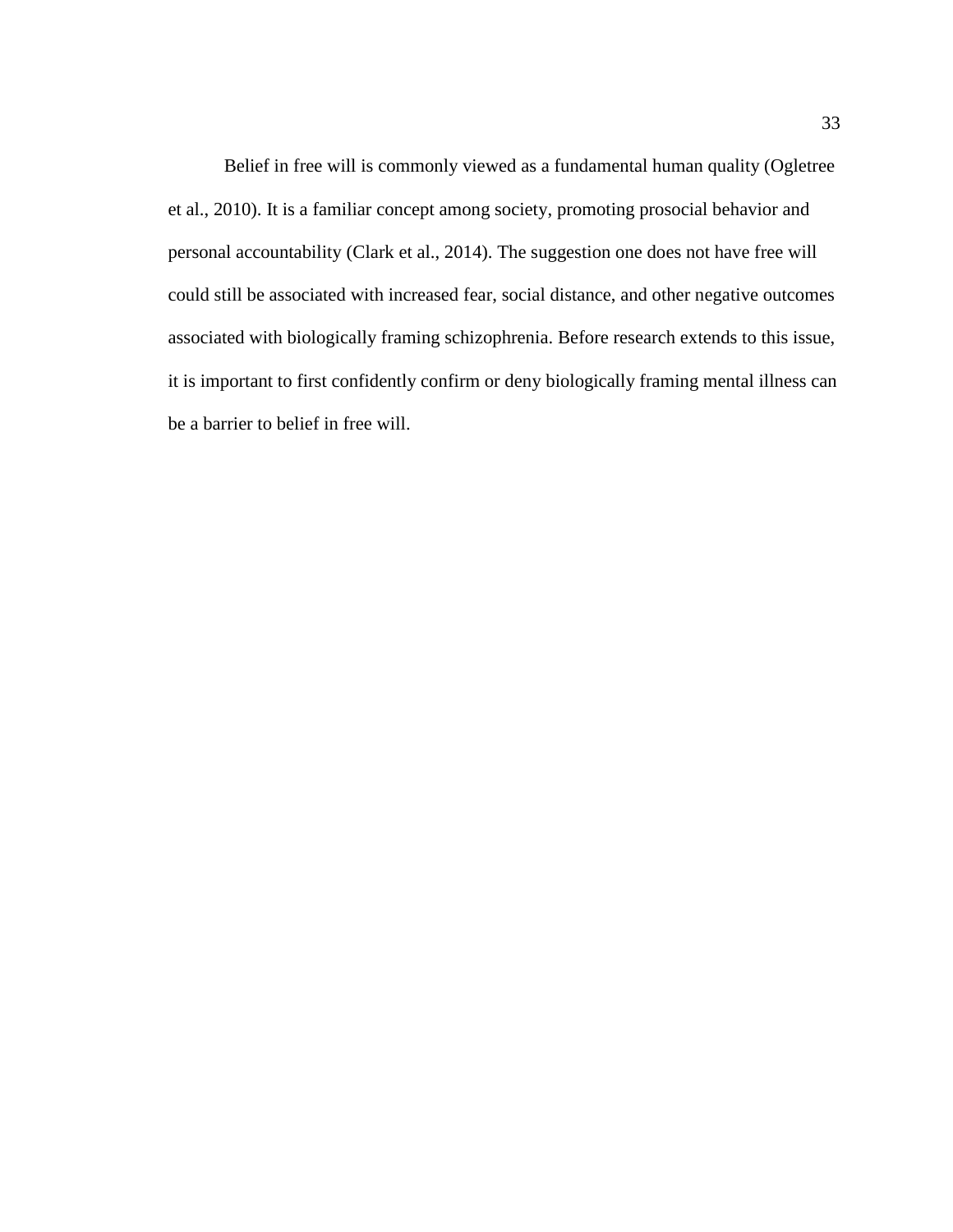Belief in free will is commonly viewed as a fundamental human quality (Ogletree et al., 2010). It is a familiar concept among society, promoting prosocial behavior and personal accountability (Clark et al., 2014). The suggestion one does not have free will could still be associated with increased fear, social distance, and other negative outcomes associated with biologically framing schizophrenia. Before research extends to this issue, it is important to first confidently confirm or deny biologically framing mental illness can be a barrier to belief in free will.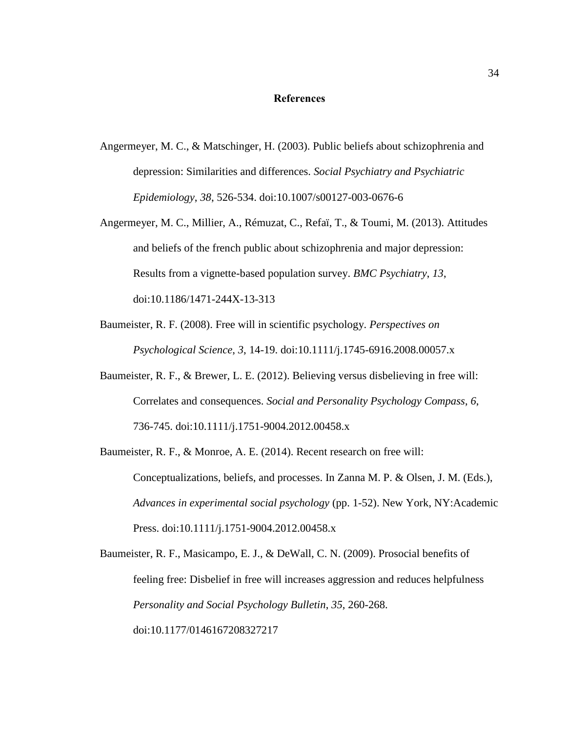# References

Angermeyer, M. C., & Matschinger, H. (2003). Public beliefs about schizophrenia and depression: Similarities and differences. *Social Psychiatry and Psychiatric Epidemiology*, *38*, 526-534. doi:10.1007/s00127-003-0676-6

Angermeyer, M. C., Millier, A., Rémuzat, C., Refaï, T., & Toumi, M. (2013). Attitudes and beliefs of the french public about schizophrenia and major depression: Results from a vignette-based population survey. *BMC Psychiatry*, *13*, doi:10.1186/1471-244X-13-313

Baumeister, R. F. (2008). Free will in scientific psychology. *Perspectives on Psychological Science*, *3*, 14-19. doi:10.1111/j.1745-6916.2008.00057.x

Baumeister, R. F., & Brewer, L. E. (2012). Believing versus disbelieving in free will: Correlates and consequences. *Social and Personality Psychology Compass*, *6*, 736-745. doi:10.1111/j.1751-9004.2012.00458.x

Baumeister, R. F., & Monroe, A. E. (2014). Recent research on free will: Conceptualizations, beliefs, and processes. In Zanna M. P. & Olsen, J. M. (Eds.), *Advances in experimental social psychology* (pp. 1-52). New York, NY:Academic Press. doi:10.1111/j.1751-9004.2012.00458.x

Baumeister, R. F., Masicampo, E. J., & DeWall, C. N. (2009). Prosocial benefits of feeling free: Disbelief in free will increases aggression and reduces helpfulness *Personality and Social Psychology Bulletin*, *35*, 260-268. doi:10.1177/0146167208327217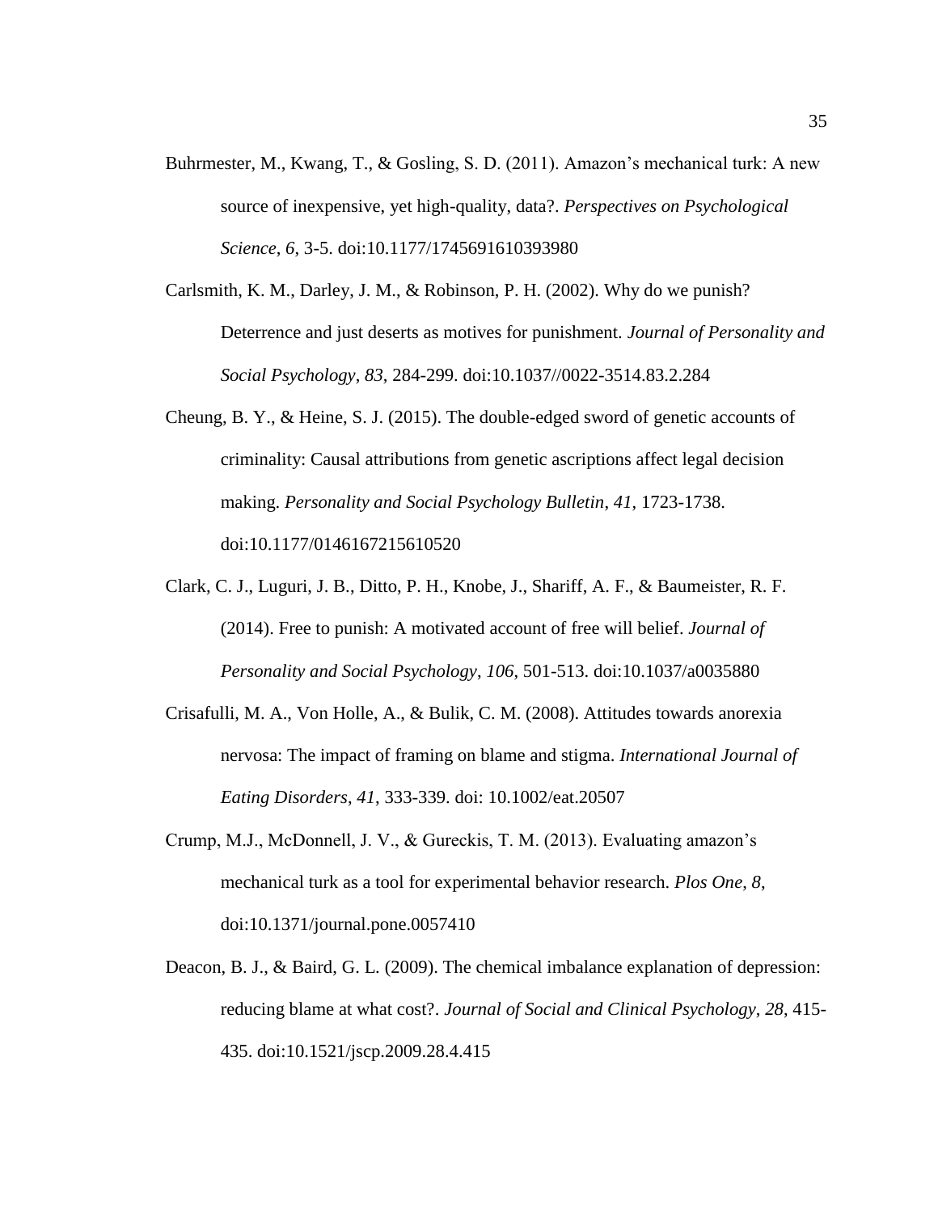Buhrmester, M., Kwang, T., & Gosling, S. D. (2011). Amazon's mechanical turk: A new source of inexpensive, yet high-quality, data?. *Perspectives on Psychological Science*, *6*, 3-5. doi:10.1177/1745691610393980

Carlsmith, K. M., Darley, J. M., & Robinson, P. H. (2002). Why do we punish? Deterrence and just deserts as motives for punishment. *Journal of Personality and Social Psychology*, *83*, 284-299. doi:10.1037//0022-3514.83.2.284

Cheung, B. Y., & Heine, S. J. (2015). The double-edged sword of genetic accounts of criminality: Causal attributions from genetic ascriptions affect legal decision making. *Personality and Social Psychology Bulletin*, *41*, 1723-1738. doi:10.1177/0146167215610520

Clark, C. J., Luguri, J. B., Ditto, P. H., Knobe, J., Shariff, A. F., & Baumeister, R. F. (2014). Free to punish: A motivated account of free will belief. *Journal of Personality and Social Psychology*, *106*, 501-513. doi:10.1037/a0035880

Crisafulli, M. A., Von Holle, A., & Bulik, C. M. (2008). Attitudes towards anorexia nervosa: The impact of framing on blame and stigma. *International Journal of Eating Disorders*, *41*, 333-339. doi: 10.1002/eat.20507

Crump, M.J., McDonnell, J. V., & Gureckis, T. M. (2013). Evaluating amazon's mechanical turk as a tool for experimental behavior research. *Plos One*, *8*, doi:10.1371/journal.pone.0057410

Deacon, B. J., & Baird, G. L. (2009). The chemical imbalance explanation of depression: reducing blame at what cost?. *Journal of Social and Clinical Psychology*, *28*, 415-435. doi:10.1521/jscp.2009.28.4.415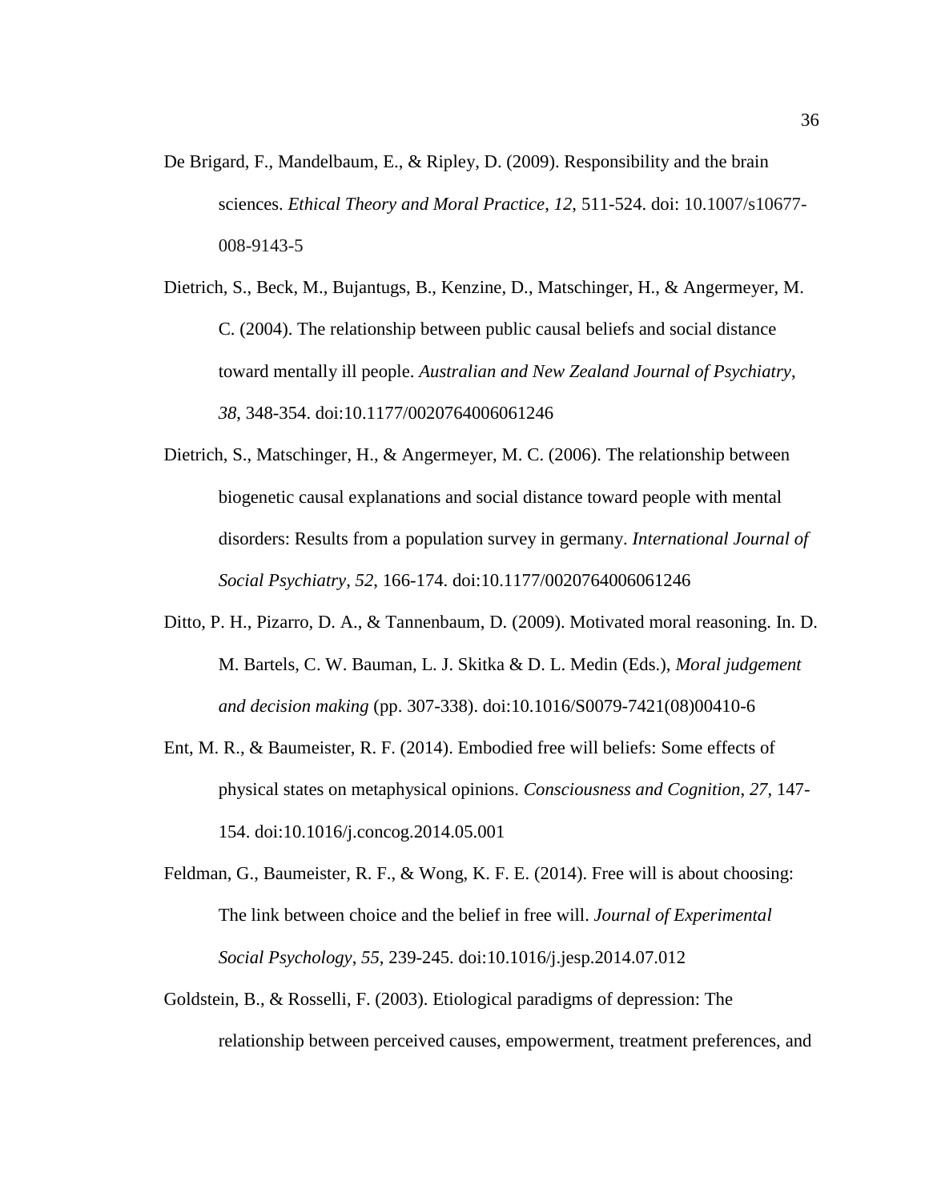De Brigard, F., Mandelbaum, E., & Ripley, D. (2009). Responsibility and the brain sciences. *Ethical Theory and Moral Practice*, *12*, 511-524. doi: 10.1007/s10677-008-9143-5

Dietrich, S., Beck, M., Bujantugs, B., Kenzine, D., Matschinger, H., & Angermeyer, M. C. (2004). The relationship between public causal beliefs and social distance toward mentally ill people. *Australian and New Zealand Journal of Psychiatry*, *38*, 348-354. doi:10.1177/0020764006061246

Dietrich, S., Matschinger, H., & Angermeyer, M. C. (2006). The relationship between biogenetic causal explanations and social distance toward people with mental disorders: Results from a population survey in germany. *International Journal of Social Psychiatry*, *52*, 166-174. doi:10.1177/0020764006061246

Ditto, P. H., Pizarro, D. A., & Tannenbaum, D. (2009). Motivated moral reasoning. In. D. M. Bartels, C. W. Bauman, L. J. Skitka & D. L. Medin (Eds.), *Moral judgement and decision making* (pp. 307-338). doi:10.1016/S0079-7421(08)00410-6

Ent, M. R., & Baumeister, R. F. (2014). Embodied free will beliefs: Some effects of physical states on metaphysical opinions. *Consciousness and Cognition*, *27*, 147-154. doi:10.1016/j.concog.2014.05.001

Feldman, G., Baumeister, R. F., & Wong, K. F. E. (2014). Free will is about choosing: The link between choice and the belief in free will. *Journal of Experimental Social Psychology*, *55*, 239-245. doi:10.1016/j.jesp.2014.07.012

Goldstein, B., & Rosselli, F. (2003). Etiological paradigms of depression: The relationship between perceived causes, empowerment, treatment preferences, and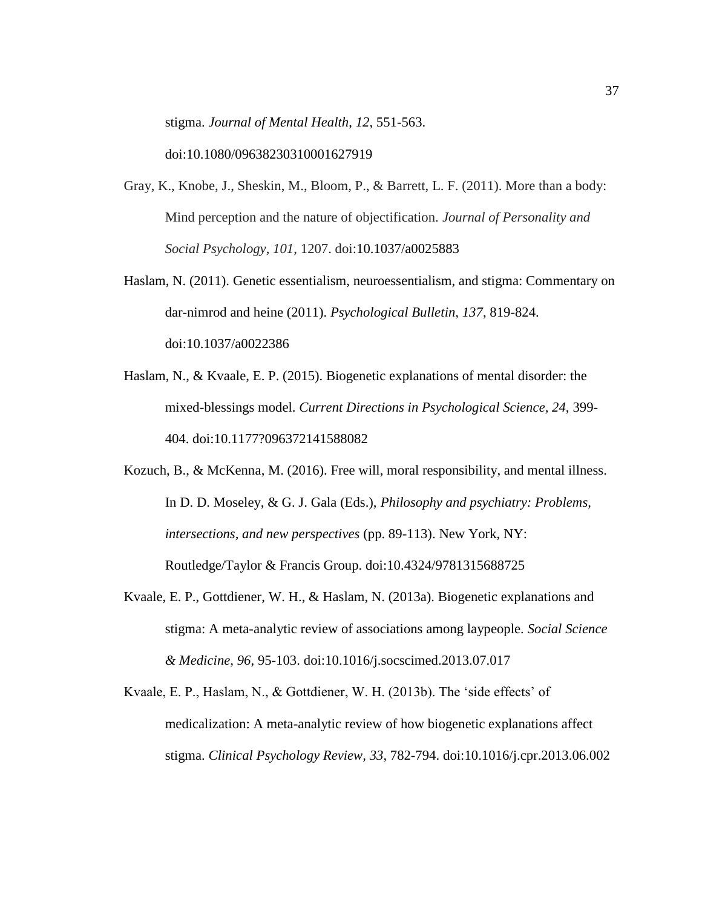stigma. *Journal of Mental Health, 12*, 551-563. doi:10.1080/09638230310001627919

Gray, K., Knobe, J., Sheskin, M., Bloom, P., & Barrett, L. F. (2011). More than a body: Mind perception and the nature of objectification. *Journal of Personality and Social Psychology*, *101*, 1207. doi:10.1037/a0025883

Haslam, N. (2011). Genetic essentialism, neuroessentialism, and stigma: Commentary on dar-nimrod and heine (2011). *Psychological Bulletin, 137*, 819-824. doi:10.1037/a0022386

Haslam, N., & Kvaale, E. P. (2015). Biogenetic explanations of mental disorder: the mixed-blessings model. *Current Directions in Psychological Science, 24*, 399-404. doi:10.1177?096372141588082

Kozuch, B., & McKenna, M. (2016). Free will, moral responsibility, and mental illness. In D. D. Moseley, & G. J. Gala (Eds.), *Philosophy and psychiatry: Problems, intersections, and new perspectives* (pp. 89-113). New York, NY: Routledge/Taylor & Francis Group. doi:10.4324/9781315688725

Kvaale, E. P., Gottdiener, W. H., & Haslam, N. (2013a). Biogenetic explanations and stigma: A meta-analytic review of associations among laypeople. *Social Science & Medicine, 96*, 95-103. doi:10.1016/j.socscimed.2013.07.017

Kvaale, E. P., Haslam, N., & Gottdiener, W. H. (2013b). The 'side effects' of medicalization: A meta-analytic review of how biogenetic explanations affect stigma. *Clinical Psychology Review*, *33*, 782-794. doi:10.1016/j.cpr.2013.06.002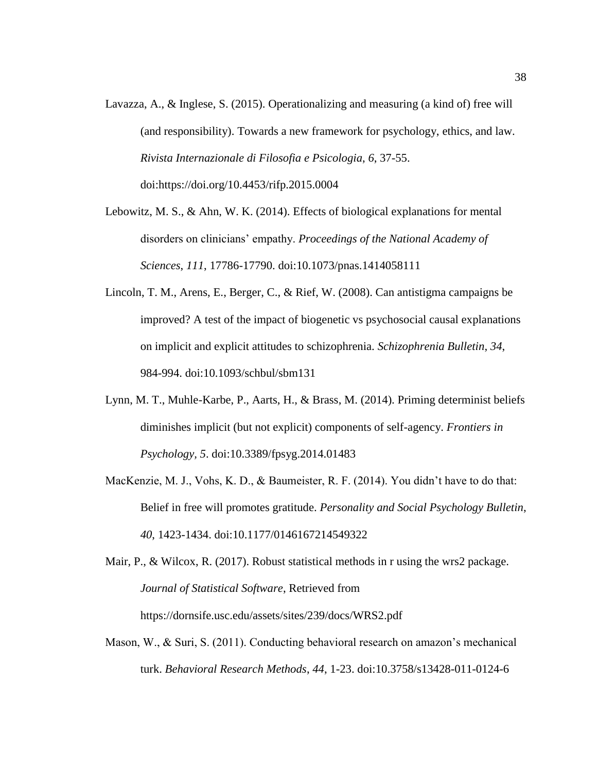Lavazza, A., & Inglese, S. (2015). Operationalizing and measuring (a kind of) free will (and responsibility). Towards a new framework for psychology, ethics, and law. *Rivista Internazionale di Filosofia e Psicologia*, *6*, 37-55. doi:https://doi.org/10.4453/rifp.2015.0004

Lebowitz, M. S., & Ahn, W. K. (2014). Effects of biological explanations for mental disorders on clinicians' empathy. *Proceedings of the National Academy of Sciences*, *111*, 17786-17790. doi:10.1073/pnas.1414058111

Lincoln, T. M., Arens, E., Berger, C., & Rief, W. (2008). Can antistigma campaigns be improved? A test of the impact of biogenetic vs psychosocial causal explanations on implicit and explicit attitudes to schizophrenia. *Schizophrenia Bulletin*, *34*, 984-994. doi:10.1093/schbul/sbm131

Lynn, M. T., Muhle-Karbe, P., Aarts, H., & Brass, M. (2014). Priming determinist beliefs diminishes implicit (but not explicit) components of self-agency. *Frontiers in Psychology, 5*. doi:10.3389/fpsyg.2014.01483

MacKenzie, M. J., Vohs, K. D., & Baumeister, R. F. (2014). You didn't have to do that: Belief in free will promotes gratitude. *Personality and Social Psychology Bulletin*, *40*, 1423-1434. doi:10.1177/0146167214549322

Mair, P., & Wilcox, R. (2017). Robust statistical methods in r using the wrs2 package. *Journal of Statistical Software*, Retrieved from https://dornsife.usc.edu/assets/sites/239/docs/WRS2.pdf

Mason, W., & Suri, S. (2011). Conducting behavioral research on amazon's mechanical turk. *Behavioral Research Methods*, *44*, 1-23. doi:10.3758/s13428-011-0124-6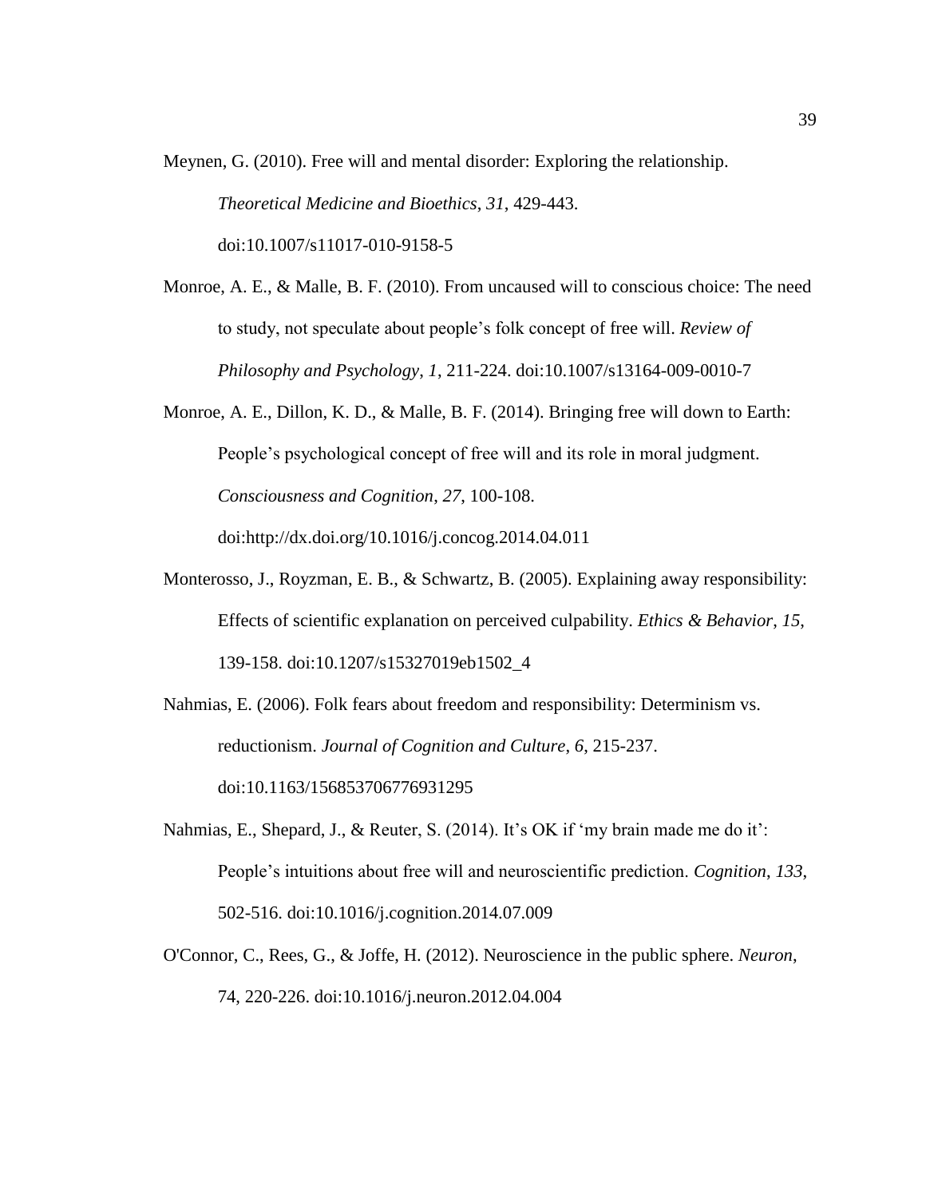Meynen, G. (2010). Free will and mental disorder: Exploring the relationship. *Theoretical Medicine and Bioethics*, *31*, 429-443. doi:10.1007/s11017-010-9158-5

Monroe, A. E., & Malle, B. F. (2010). From uncaused will to conscious choice: The need to study, not speculate about people's folk concept of free will. *Review of Philosophy and Psychology*, *1*, 211-224. doi:10.1007/s13164-009-0010-7

Monroe, A. E., Dillon, K. D., & Malle, B. F. (2014). Bringing free will down to Earth: People's psychological concept of free will and its role in moral judgment. *Consciousness and Cognition*, *27*, 100-108. doi:http://dx.doi.org/10.1016/j.concog.2014.04.011

Monterosso, J., Royzman, E. B., & Schwartz, B. (2005). Explaining away responsibility: Effects of scientific explanation on perceived culpability. *Ethics & Behavior*, *15*, 139-158. doi:10.1207/s15327019eb1502_4

Nahmias, E. (2006). Folk fears about freedom and responsibility: Determinism vs. reductionism. *Journal of Cognition and Culture*, *6*, 215-237. doi:10.1163/156853706776931295

Nahmias, E., Shepard, J., & Reuter, S. (2014). It's OK if 'my brain made me do it': People's intuitions about free will and neuroscientific prediction. *Cognition*, *133*, 502-516. doi:10.1016/j.cognition.2014.07.009

O'Connor, C., Rees, G., & Joffe, H. (2012). Neuroscience in the public sphere. *Neuron*, 74, 220-226. doi:10.1016/j.neuron.2012.04.004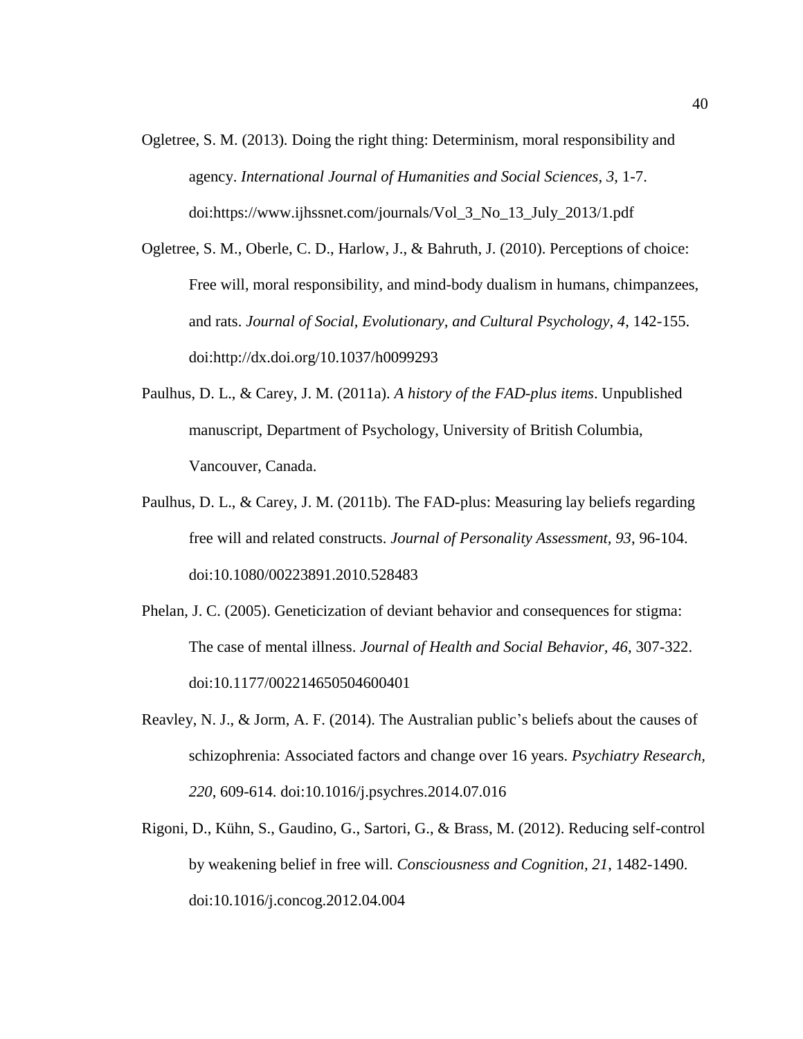Ogletree, S. M. (2013). Doing the right thing: Determinism, moral responsibility and agency. *International Journal of Humanities and Social Sciences, 3*, 1-7. doi:https://www.ijhssnet.com/journals/Vol_3_No_13_July_2013/1.pdf

Ogletree, S. M., Oberle, C. D., Harlow, J., & Bahruth, J. (2010). Perceptions of choice: Free will, moral responsibility, and mind-body dualism in humans, chimpanzees, and rats. *Journal of Social, Evolutionary, and Cultural Psychology, 4*, 142-155. doi:http://dx.doi.org/10.1037/h0099293

Paulhus, D. L., & Carey, J. M. (2011a). *A history of the FAD-plus items*. Unpublished manuscript, Department of Psychology, University of British Columbia, Vancouver, Canada.

Paulhus, D. L., & Carey, J. M. (2011b). The FAD-plus: Measuring lay beliefs regarding free will and related constructs. *Journal of Personality Assessment, 93*, 96-104. doi:10.1080/00223891.2010.528483

Phelan, J. C. (2005). Geneticization of deviant behavior and consequences for stigma: The case of mental illness. *Journal of Health and Social Behavior, 46*, 307-322. doi:10.1177/002214650504600401

Reavley, N. J., & Jorm, A. F. (2014). The Australian public's beliefs about the causes of schizophrenia: Associated factors and change over 16 years. *Psychiatry Research, 220*, 609-614. doi:10.1016/j.psychres.2014.07.016

Rigoni, D., Kühn, S., Gaudino, G., Sartori, G., & Brass, M. (2012). Reducing self-control by weakening belief in free will. *Consciousness and Cognition, 21*, 1482-1490. doi:10.1016/j.concog.2012.04.004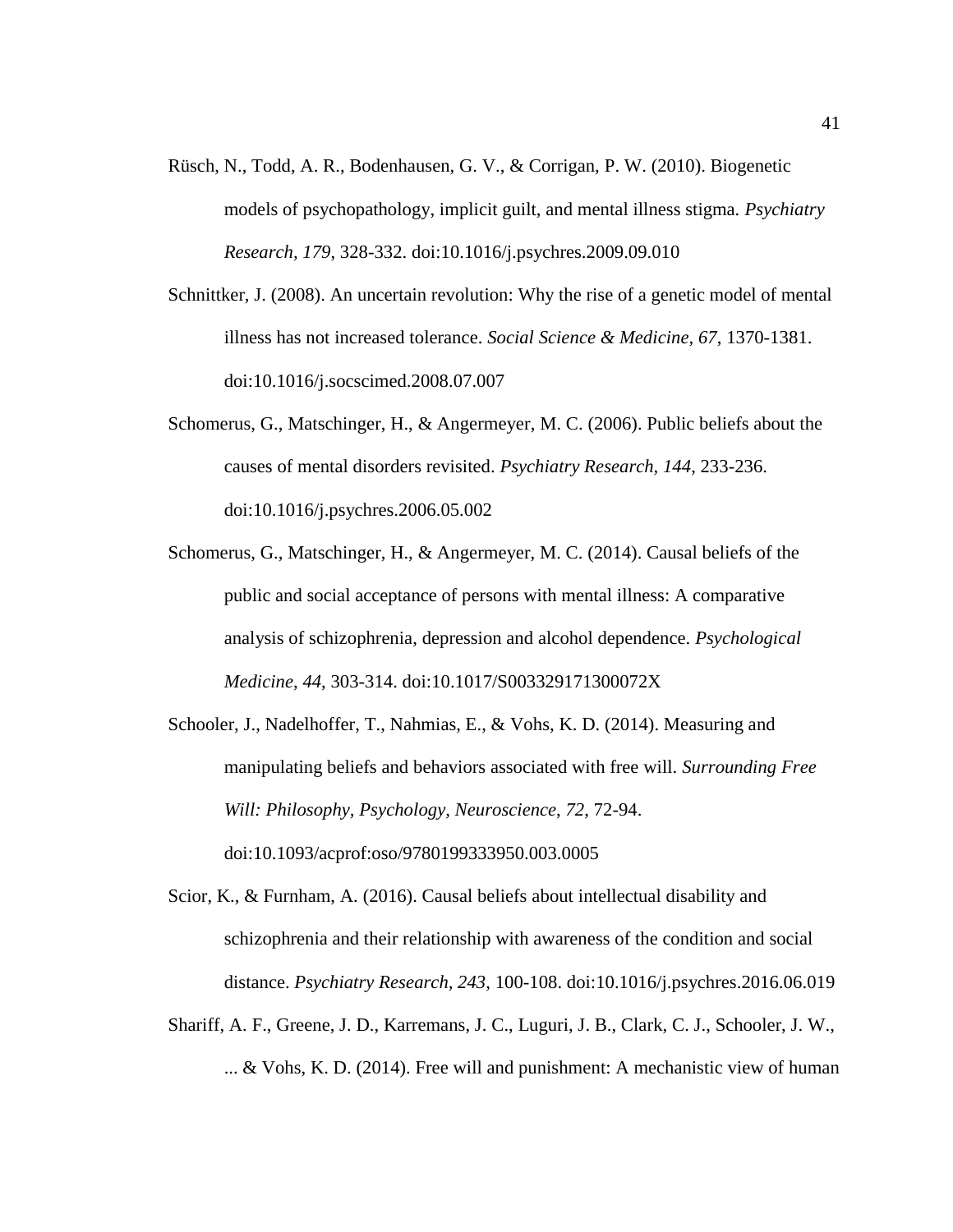Rüsch, N., Todd, A. R., Bodenhausen, G. V., & Corrigan, P. W. (2010). Biogenetic models of psychopathology, implicit guilt, and mental illness stigma. *Psychiatry Research*, *179*, 328-332. doi:10.1016/j.psychres.2009.09.010

Schnittker, J. (2008). An uncertain revolution: Why the rise of a genetic model of mental illness has not increased tolerance. *Social Science & Medicine*, *67*, 1370-1381. doi:10.1016/j.socscimed.2008.07.007

Schomerus, G., Matschinger, H., & Angermeyer, M. C. (2006). Public beliefs about the causes of mental disorders revisited. *Psychiatry Research, 144*, 233-236. doi:10.1016/j.psychres.2006.05.002

Schomerus, G., Matschinger, H., & Angermeyer, M. C. (2014). Causal beliefs of the public and social acceptance of persons with mental illness: A comparative analysis of schizophrenia, depression and alcohol dependence. *Psychological Medicine*, *44*, 303-314. doi:10.1017/S003329171300072X

Schooler, J., Nadelhoffer, T., Nahmias, E., & Vohs, K. D. (2014). Measuring and manipulating beliefs and behaviors associated with free will. *Surrounding Free Will: Philosophy, Psychology, Neuroscience*, *72*, 72-94. doi:10.1093/acprof:oso/9780199333950.003.0005

Scior, K., & Furnham, A. (2016). Causal beliefs about intellectual disability and schizophrenia and their relationship with awareness of the condition and social distance. *Psychiatry Research, 243*, 100-108. doi:10.1016/j.psychres.2016.06.019

Shariff, A. F., Greene, J. D., Karremans, J. C., Luguri, J. B., Clark, C. J., Schooler, J. W., ... & Vohs, K. D. (2014). Free will and punishment: A mechanistic view of human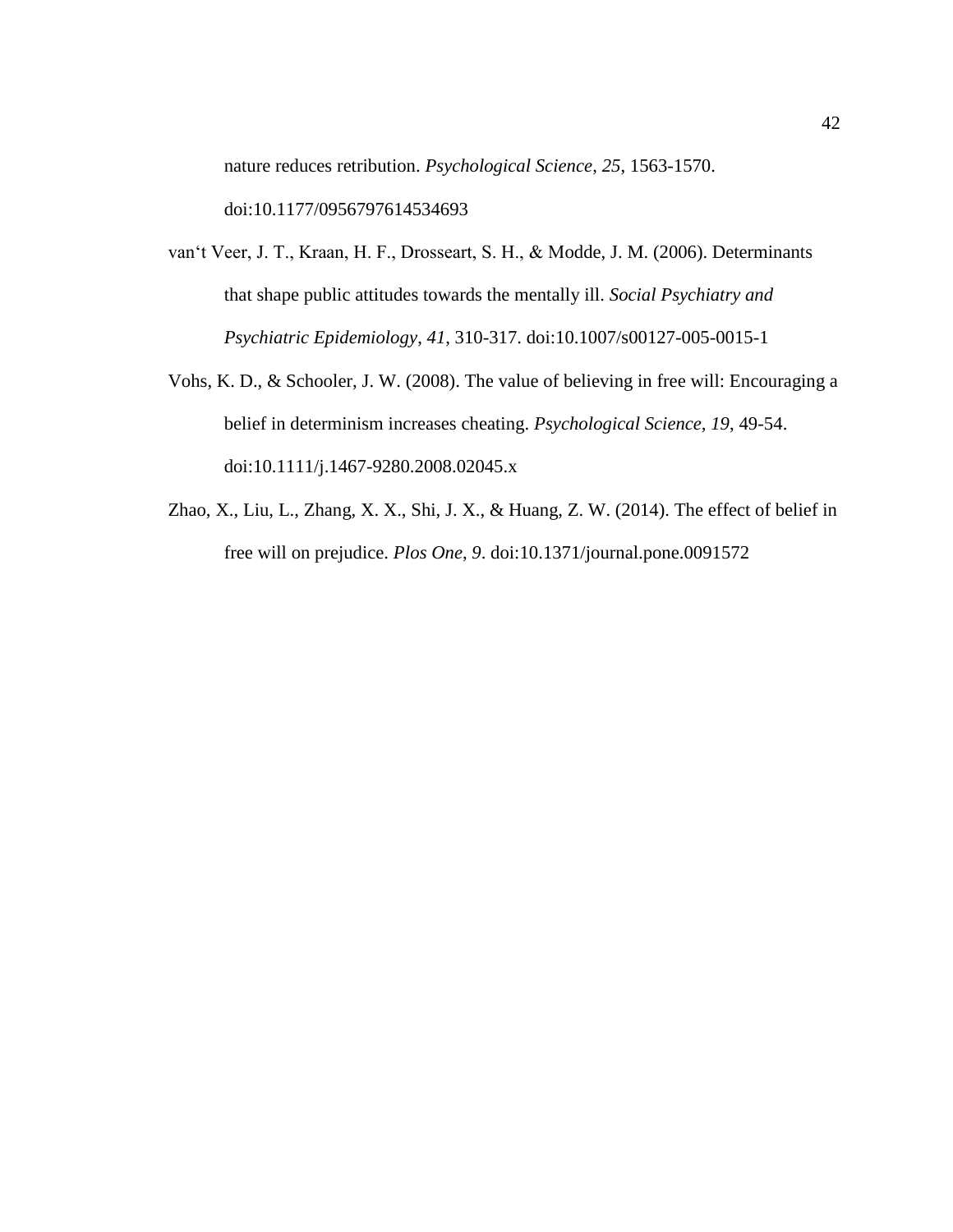nature reduces retribution. *Psychological Science*, *25*, 1563-1570. doi:10.1177/0956797614534693

van‘t Veer, J. T., Kraan, H. F., Drosseart, S. H., & Modde, J. M. (2006). Determinants that shape public attitudes towards the mentally ill. *Social Psychiatry and Psychiatric Epidemiology*, *41*, 310-317. doi:10.1007/s00127-005-0015-1

Vohs, K. D., & Schooler, J. W. (2008). The value of believing in free will: Encouraging a belief in determinism increases cheating. *Psychological Science*, *19*, 49-54. doi:10.1111/j.1467-9280.2008.02045.x

Zhao, X., Liu, L., Zhang, X. X., Shi, J. X., & Huang, Z. W. (2014). The effect of belief in free will on prejudice. *Plos One*, *9*. doi:10.1371/journal.pone.0091572